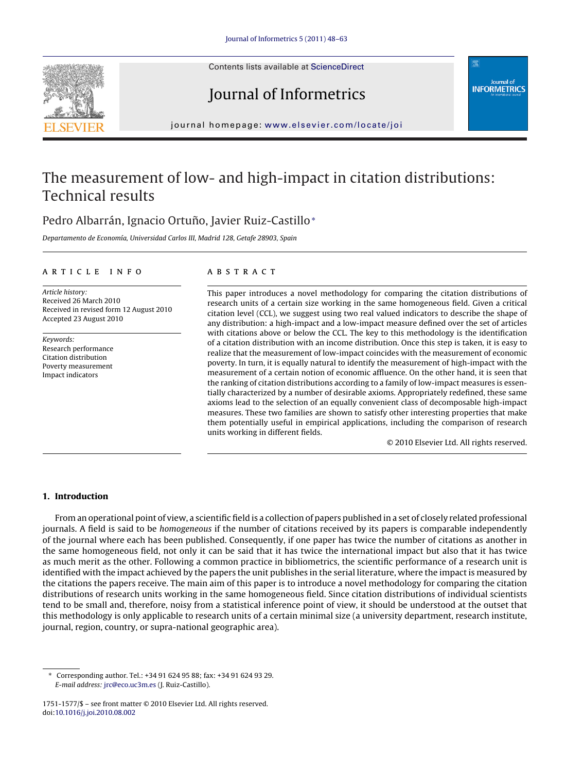Contents lists available at ScienceDirect

# Journal of Informetrics

journal homepage: www.elsevier.com/locate/joi

# The measurement of low- and high-impact in citation distributions: Technical results

Pedro Albarrán, Ignacio Ortuño, Javier Ruiz-Castillo*

*Departamento de Economía, Universidad Carlos III, Madrid 128, Getafe 28903, Spain*

## ARTICLE INFO

*Article history:*
Received 26 March 2010
Received in revised form 12 August 2010
Accepted 23 August 2010

*Keywords:*
Research performance
Citation distribution
Poverty measurement
Impact indicators

## ABSTRACT

This paper introduces a novel methodology for comparing the citation distributions of research units of a certain size working in the same homogeneous field. Given a critical citation level (CCL), we suggest using two real valued indicators to describe the shape of any distribution: a high-impact and a low-impact measure defined over the set of articles with citations above or below the CCL. The key to this methodology is the identification of a citation distribution with an income distribution. Once this step is taken, it is easy to realize that the measurement of low-impact coincides with the measurement of economic poverty. In turn, it is equally natural to identify the measurement of high-impact with the measurement of a certain notion of economic affluence. On the other hand, it is seen that the ranking of citation distributions according to a family of low-impact measures is essentially characterized by a number of desirable axioms. Appropriately redefined, these same axioms lead to the selection of an equally convenient class of decomposable high-impact measures. These two families are shown to satisfy other interesting properties that make them potentially useful in empirical applications, including the comparison of research units working in different fields.

© 2010 Elsevier Ltd. All rights reserved.

## 1. Introduction

From an operational point of view, a scientific field is a collection of papers published in a set of closely related professional journals. A field is said to be *homogeneous* if the number of citations received by its papers is comparable independently of the journal where each has been published. Consequently, if one paper has twice the number of citations as another in the same homogeneous field, not only it can be said that it has twice the international impact but also that it has twice as much merit as the other. Following a common practice in bibliometrics, the scientific performance of a research unit is identified with the impact achieved by the papers the unit publishes in the serial literature, where the impact is measured by the citations the papers receive. The main aim of this paper is to introduce a novel methodology for comparing the citation distributions of research units working in the same homogeneous field. Since citation distributions of individual scientists tend to be small and, therefore, noisy from a statistical inference point of view, it should be understood at the outset that this methodology is only applicable to research units of a certain minimal size (a university department, research institute, journal, region, country, or supra-national geographic area).

---

\* Corresponding author. Tel.: +34 91 624 95 88; fax: +34 91 624 93 29.
*E-mail address:* jrc@eco.uc3m.es (J. Ruiz-Castillo).

1751-1577/$ – see front matter © 2010 Elsevier Ltd. All rights reserved.
doi:10.1016/j.joi.2010.08.002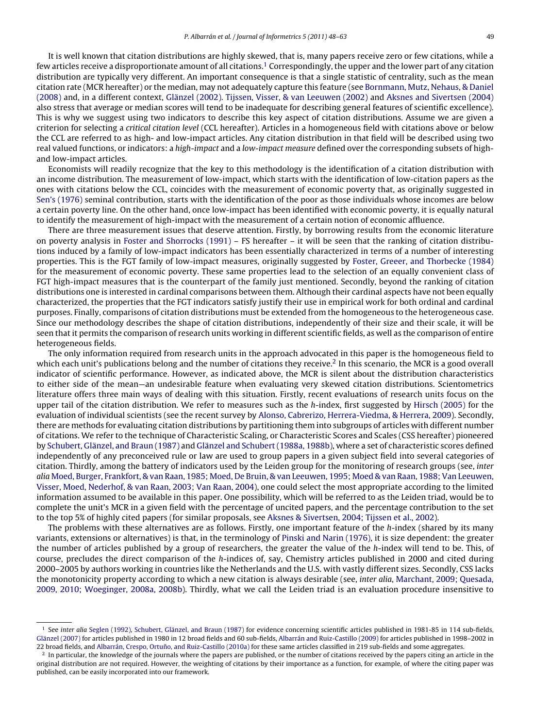It is well known that citation distributions are highly skewed, that is, many papers receive zero or few citations, while a few articles receive a disproportionate amount of all citations.[1] Correspondingly, the upper and the lower part of any citation distribution are typically very different. An important consequence is that a single statistic of centrality, such as the mean citation rate (MCR hereafter) or the median, may not adequately capture this feature (see Bornmann, Mutz, Nehaus, & Daniel (2008) and, in a different context, Glänzel (2002). Tijssen, Visser, & van Leeuwen (2002) and Aksnes and Sivertsen (2004) also stress that average or median scores will tend to be inadequate for describing general features of scientific excellence). This is why we suggest using two indicators to describe this key aspect of citation distributions. Assume we are given a criterion for selecting a *critical citation level* (CCL hereafter). Articles in a homogeneous field with citations above or below the CCL are referred to as high- and low-impact articles. Any citation distribution in that field will be described using two real valued functions, or indicators: a *high-impact* and a *low-impact measure* defined over the corresponding subsets of high- and low-impact articles.

Economists will readily recognize that the key to this methodology is the identification of a citation distribution with an income distribution. The measurement of low-impact, which starts with the identification of low-citation papers as the ones with citations below the CCL, coincides with the measurement of economic poverty that, as originally suggested in Sen's (1976) seminal contribution, starts with the identification of the poor as those individuals whose incomes are below a certain poverty line. On the other hand, once low-impact has been identified with economic poverty, it is equally natural to identify the measurement of high-impact with the measurement of a certain notion of economic affluence.

There are three measurement issues that deserve attention. Firstly, by borrowing results from the economic literature on poverty analysis in Foster and Shorrocks (1991) – FS hereafter – it will be seen that the ranking of citation distributions induced by a family of low-impact indicators has been essentially characterized in terms of a number of interesting properties. This is the FGT family of low-impact measures, originally suggested by Foster, Greeer, and Thorbecke (1984) for the measurement of economic poverty. These same properties lead to the selection of an equally convenient class of FGT high-impact measures that is the counterpart of the family just mentioned. Secondly, beyond the ranking of citation distributions one is interested in cardinal comparisons between them. Although their cardinal aspects have not been equally characterized, the properties that the FGT indicators satisfy justify their use in empirical work for both ordinal and cardinal purposes. Finally, comparisons of citation distributions must be extended from the homogeneous to the heterogeneous case. Since our methodology describes the shape of citation distributions, independently of their size and their scale, it will be seen that it permits the comparison of research units working in different scientific fields, as well as the comparison of entire heterogeneous fields.

The only information required from research units in the approach advocated in this paper is the homogeneous field to which each unit's publications belong and the number of citations they receive.[2] In this scenario, the MCR is a good overall indicator of scientific performance. However, as indicated above, the MCR is silent about the distribution characteristics to either side of the mean—an undesirable feature when evaluating very skewed citation distributions. Scientometrics literature offers three main ways of dealing with this situation. Firstly, recent evaluations of research units focus on the upper tail of the citation distribution. We refer to measures such as the *h*-index, first suggested by Hirsch (2005) for the evaluation of individual scientists (see the recent survey by Alonso, Cabrerizo, Herrera-Viedma, & Herrera, 2009). Secondly, there are methods for evaluating citation distributions by partitioning them into subgroups of articles with different number of citations. We refer to the technique of Characteristic Scaling, or Characteristic Scores and Scales (CSS hereafter) pioneered by Schubert, Glänzel, and Braun (1987) and Glänzel and Schubert (1988a, 1988b), where a set of characteristic scores defined independently of any preconceived rule or law are used to group papers in a given subject field into several categories of citation. Thirdly, among the battery of indicators used by the Leiden group for the monitoring of research groups (see, *inter alia* Moed, Burger, Frankfort, & van Raan, 1985; Moed, De Bruin, & van Leeuwen, 1995; Moed & van Raan, 1988; Van Leeuwen, Visser, Moed, Nederhof, & van Raan, 2003; Van Raan, 2004), one could select the most appropriate according to the limited information assumed to be available in this paper. One possibility, which will be referred to as the Leiden triad, would be to complete the unit's MCR in a given field with the percentage of uncited papers, and the percentage contribution to the set to the top 5% of highly cited papers (for similar proposals, see Aksnes & Sivertsen, 2004; Tijssen et al., 2002).

The problems with these alternatives are as follows. Firstly, one important feature of the *h*-index (shared by its many variants, extensions or alternatives) is that, in the terminology of Pinski and Narin (1976), it is size dependent: the greater the number of articles published by a group of researchers, the greater the value of the *h*-index will tend to be. This, of course, precludes the direct comparison of the *h*-indices of, say, Chemistry articles published in 2000 and cited during 2000–2005 by authors working in countries like the Netherlands and the U.S. with vastly different sizes. Secondly, CSS lacks the monotonicity property according to which a new citation is always desirable (see, *inter alia*, Marchant, 2009; Quesada, 2009, 2010; Woeginger, 2008a, 2008b). Thirdly, what we call the Leiden triad is an evaluation procedure insensitive to

[1] See *inter alia* Seglen (1992), Schubert, Glänzel, and Braun (1987) for evidence concerning scientific articles published in 1981-85 in 114 sub-fields, Glänzel (2007) for articles published in 1980 in 12 broad fields and 60 sub-fields, Albarrán and Ruiz-Castillo (2009) for articles published in 1998–2002 in 22 broad fields, and Albarrán, Crespo, Ortuño, and Ruiz-Castillo (2010a) for these same articles classified in 219 sub-fields and some aggregates.

[2] In particular, the knowledge of the journals where the papers are published, or the number of citations received by the papers citing an article in the original distribution are not required. However, the weighting of citations by their importance as a function, for example, of where the citing paper was published, can be easily incorporated into our framework.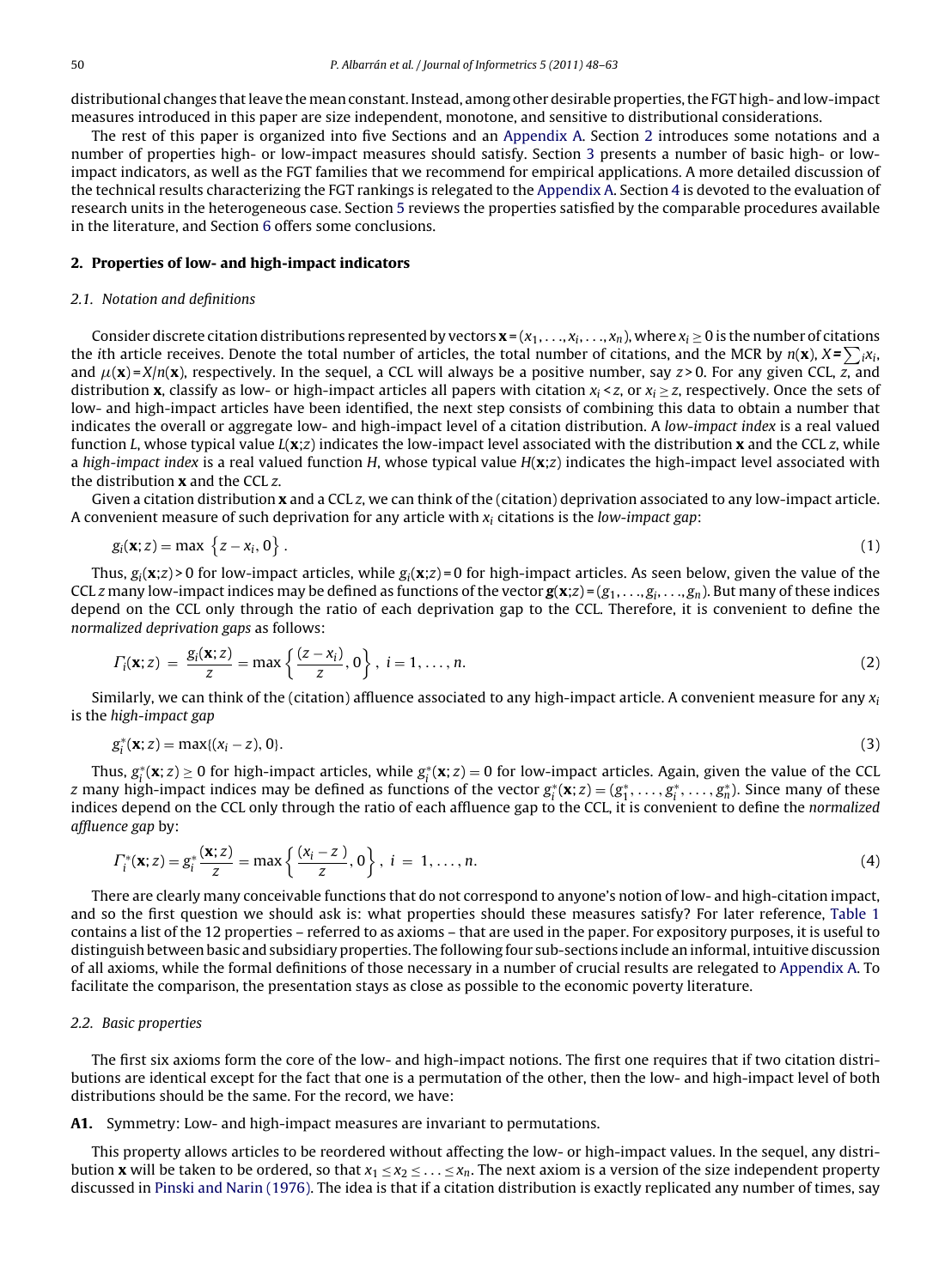distributional changes that leave the mean constant. Instead, among other desirable properties, the FGT high- and low-impact measures introduced in this paper are size independent, monotone, and sensitive to distributional considerations.

The rest of this paper is organized into five Sections and an Appendix A. Section 2 introduces some notations and a number of properties high- or low-impact measures should satisfy. Section 3 presents a number of basic high- or low-impact indicators, as well as the FGT families that we recommend for empirical applications. A more detailed discussion of the technical results characterizing the FGT rankings is relegated to the Appendix A. Section 4 is devoted to the evaluation of research units in the heterogeneous case. Section 5 reviews the properties satisfied by the comparable procedures available in the literature, and Section 6 offers some conclusions.

## 2. Properties of low- and high-impact indicators

### 2.1. Notation and definitions

Consider discrete citation distributions represented by vectors $\mathbf{x} = (x_1, \ldots, x_i, \ldots, x_n)$, where $x_i \geq 0$ is the number of citations the $i$th article receives. Denote the total number of articles, the total number of citations, and the MCR by $n(\mathbf{x})$, $X = \sum_i x_i$, and $\mu(\mathbf{x}) = X/n(\mathbf{x})$, respectively. In the sequel, a CCL will always be a positive number, say $z > 0$. For any given CCL, $z$, and distribution $\mathbf{x}$, classify as low- or high-impact articles all papers with citation $x_i < z$, or $x_i \geq z$, respectively. Once the sets of low- and high-impact articles have been identified, the next step consists of combining this data to obtain a number that indicates the overall or aggregate low- and high-impact level of a citation distribution. A *low-impact index* is a real valued function $L$, whose typical value $L(\mathbf{x};z)$ indicates the low-impact level associated with the distribution $\mathbf{x}$ and the CCL $z$, while a *high-impact index* is a real valued function $H$, whose typical value $H(\mathbf{x};z)$ indicates the high-impact level associated with the distribution $\mathbf{x}$ and the CCL $z$.

Given a citation distribution $\mathbf{x}$ and a CCL $z$, we can think of the (citation) deprivation associated to any low-impact article. A convenient measure of such deprivation for any article with $x_i$ citations is the *low-impact gap*:

$$g_i(\mathbf{x};z) = \max\left\{z - x_i, 0\right\}. \tag{1}$$

Thus, $g_i(\mathbf{x};z) > 0$ for low-impact articles, while $g_i(\mathbf{x};z) = 0$ for high-impact articles. As seen below, given the value of the CCL $z$ many low-impact indices may be defined as functions of the vector $\mathbf{g}(\mathbf{x};z) = (g_1, \ldots, g_i, \ldots, g_n)$. But many of these indices depend on the CCL only through the ratio of each deprivation gap to the CCL. Therefore, it is convenient to define the *normalized deprivation gaps* as follows:

$$\Gamma_i(\mathbf{x};z) = \frac{g_i(\mathbf{x};z)}{z} = \max\left\{\frac{(z - x_i)}{z}, 0\right\}, \ i = 1, \ldots, n. \tag{2}$$

Similarly, we can think of the (citation) affluence associated to any high-impact article. A convenient measure for any $x_i$ is the *high-impact gap*

$$g_i^*(\mathbf{x};z) = \max\{(x_i - z), 0\}. \tag{3}$$

Thus, $g_i^*(\mathbf{x};z) \geq 0$ for high-impact articles, while $g_i^*(\mathbf{x};z) = 0$ for low-impact articles. Again, given the value of the CCL $z$ many high-impact indices may be defined as functions of the vector $g_i^*(\mathbf{x};z) = (g_1^*, \ldots, g_i^*, \ldots, g_n^*)$. Since many of these indices depend on the CCL only through the ratio of each affluence gap to the CCL, it is convenient to define the *normalized affluence gap* by:

$$\Gamma_i^*(\mathbf{x};z) = g_i^*\frac{(\mathbf{x};z)}{z} = \max\left\{\frac{(x_i - z)}{z}, 0\right\}, \ i = 1, \ldots, n. \tag{4}$$

There are clearly many conceivable functions that do not correspond to anyone's notion of low- and high-citation impact, and so the first question we should ask is: what properties should these measures satisfy? For later reference, Table 1 contains a list of the 12 properties – referred to as axioms – that are used in the paper. For expository purposes, it is useful to distinguish between basic and subsidiary properties. The following four sub-sections include an informal, intuitive discussion of all axioms, while the formal definitions of those necessary in a number of crucial results are relegated to Appendix A. To facilitate the comparison, the presentation stays as close as possible to the economic poverty literature.

### 2.2. Basic properties

The first six axioms form the core of the low- and high-impact notions. The first one requires that if two citation distributions are identical except for the fact that one is a permutation of the other, then the low- and high-impact level of both distributions should be the same. For the record, we have:

**A1.** Symmetry: Low- and high-impact measures are invariant to permutations.

This property allows articles to be reordered without affecting the low- or high-impact values. In the sequel, any distribution $\mathbf{x}$ will be taken to be ordered, so that $x_1 \leq x_2 \leq \ldots \leq x_n$. The next axiom is a version of the size independent property discussed in Pinski and Narin (1976). The idea is that if a citation distribution is exactly replicated any number of times, say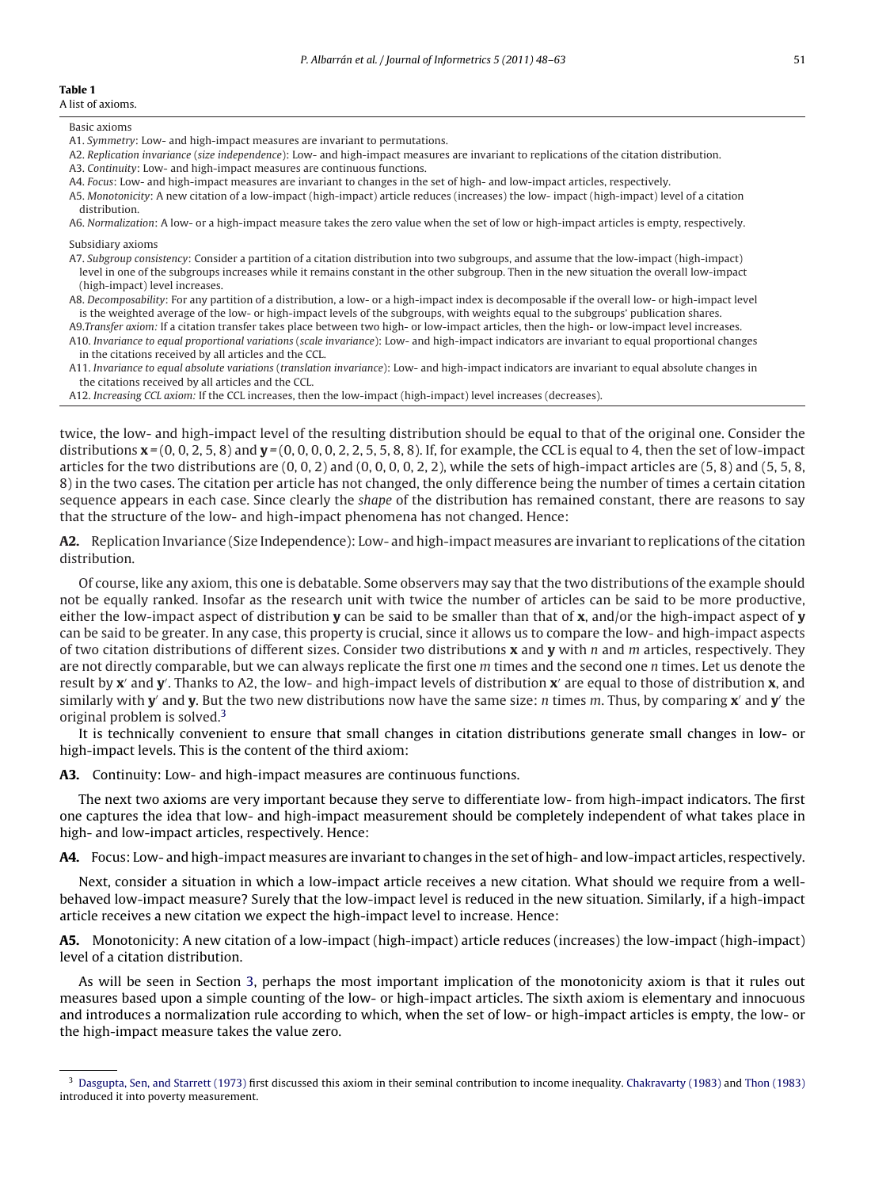**Table 1**
A list of axioms.

Basic axioms

A1. *Symmetry*: Low- and high-impact measures are invariant to permutations.

A2. *Replication invariance* (*size independence*): Low- and high-impact measures are invariant to replications of the citation distribution.

A3. *Continuity*: Low- and high-impact measures are continuous functions.

A4. *Focus*: Low- and high-impact measures are invariant to changes in the set of high- and low-impact articles, respectively.

A5. *Monotonicity*: A new citation of a low-impact (high-impact) article reduces (increases) the low- impact (high-impact) level of a citation distribution.

A6. *Normalization*: A low- or a high-impact measure takes the zero value when the set of low or high-impact articles is empty, respectively.

Subsidiary axioms

A7. *Subgroup consistency*: Consider a partition of a citation distribution into two subgroups, and assume that the low-impact (high-impact) level in one of the subgroups increases while it remains constant in the other subgroup. Then in the new situation the overall low-impact (high-impact) level increases.

A8. *Decomposability*: For any partition of a distribution, a low- or a high-impact index is decomposable if the overall low- or high-impact level is the weighted average of the low- or high-impact levels of the subgroups, with weights equal to the subgroups' publication shares.

A9. *Transfer axiom:* If a citation transfer takes place between two high- or low-impact articles, then the high- or low-impact level increases.

A10. *Invariance to equal proportional variations* (*scale invariance*): Low- and high-impact indicators are invariant to equal proportional changes in the citations received by all articles and the CCL.

A11. *Invariance to equal absolute variations* (*translation invariance*): Low- and high-impact indicators are invariant to equal absolute changes in the citations received by all articles and the CCL.

A12. *Increasing CCL axiom:* If the CCL increases, then the low-impact (high-impact) level increases (decreases).

twice, the low- and high-impact level of the resulting distribution should be equal to that of the original one. Consider the distributions $\mathbf{x} = (0, 0, 2, 5, 8)$ and $\mathbf{y} = (0, 0, 0, 0, 2, 2, 5, 5, 8, 8)$. If, for example, the CCL is equal to 4, then the set of low-impact articles for the two distributions are (0, 0, 2) and (0, 0, 0, 0, 2, 2), while the sets of high-impact articles are (5, 8) and (5, 5, 8, 8) in the two cases. The citation per article has not changed, the only difference being the number of times a certain citation sequence appears in each case. Since clearly the *shape* of the distribution has remained constant, there are reasons to say that the structure of the low- and high-impact phenomena has not changed. Hence:

**A2.** Replication Invariance (Size Independence): Low- and high-impact measures are invariant to replications of the citation distribution.

Of course, like any axiom, this one is debatable. Some observers may say that the two distributions of the example should not be equally ranked. Insofar as the research unit with twice the number of articles can be said to be more productive, either the low-impact aspect of distribution $\mathbf{y}$ can be said to be smaller than that of $\mathbf{x}$, and/or the high-impact aspect of $\mathbf{y}$ can be said to be greater. In any case, this property is crucial, since it allows us to compare the low- and high-impact aspects of two citation distributions of different sizes. Consider two distributions $\mathbf{x}$ and $\mathbf{y}$ with $n$ and $m$ articles, respectively. They are not directly comparable, but we can always replicate the first one $m$ times and the second one $n$ times. Let us denote the result by $\mathbf{x}'$ and $\mathbf{y}'$. Thanks to A2, the low- and high-impact levels of distribution $\mathbf{x}'$ are equal to those of distribution $\mathbf{x}$, and similarly with $\mathbf{y}'$ and $\mathbf{y}$. But the two new distributions now have the same size: $n$ times $m$. Thus, by comparing $\mathbf{x}'$ and $\mathbf{y}'$ the original problem is solved.[3]

It is technically convenient to ensure that small changes in citation distributions generate small changes in low- or high-impact levels. This is the content of the third axiom:

**A3.** Continuity: Low- and high-impact measures are continuous functions.

The next two axioms are very important because they serve to differentiate low- from high-impact indicators. The first one captures the idea that low- and high-impact measurement should be completely independent of what takes place in high- and low-impact articles, respectively. Hence:

**A4.** Focus: Low- and high-impact measures are invariant to changes in the set of high- and low-impact articles, respectively.

Next, consider a situation in which a low-impact article receives a new citation. What should we require from a well-behaved low-impact measure? Surely that the low-impact level is reduced in the new situation. Similarly, if a high-impact article receives a new citation we expect the high-impact level to increase. Hence:

**A5.** Monotonicity: A new citation of a low-impact (high-impact) article reduces (increases) the low-impact (high-impact) level of a citation distribution.

As will be seen in Section 3, perhaps the most important implication of the monotonicity axiom is that it rules out measures based upon a simple counting of the low- or high-impact articles. The sixth axiom is elementary and innocuous and introduces a normalization rule according to which, when the set of low- or high-impact articles is empty, the low- or the high-impact measure takes the value zero.

---

[3] Dasgupta, Sen, and Starrett (1973) first discussed this axiom in their seminal contribution to income inequality. Chakravarty (1983) and Thon (1983) introduced it into poverty measurement.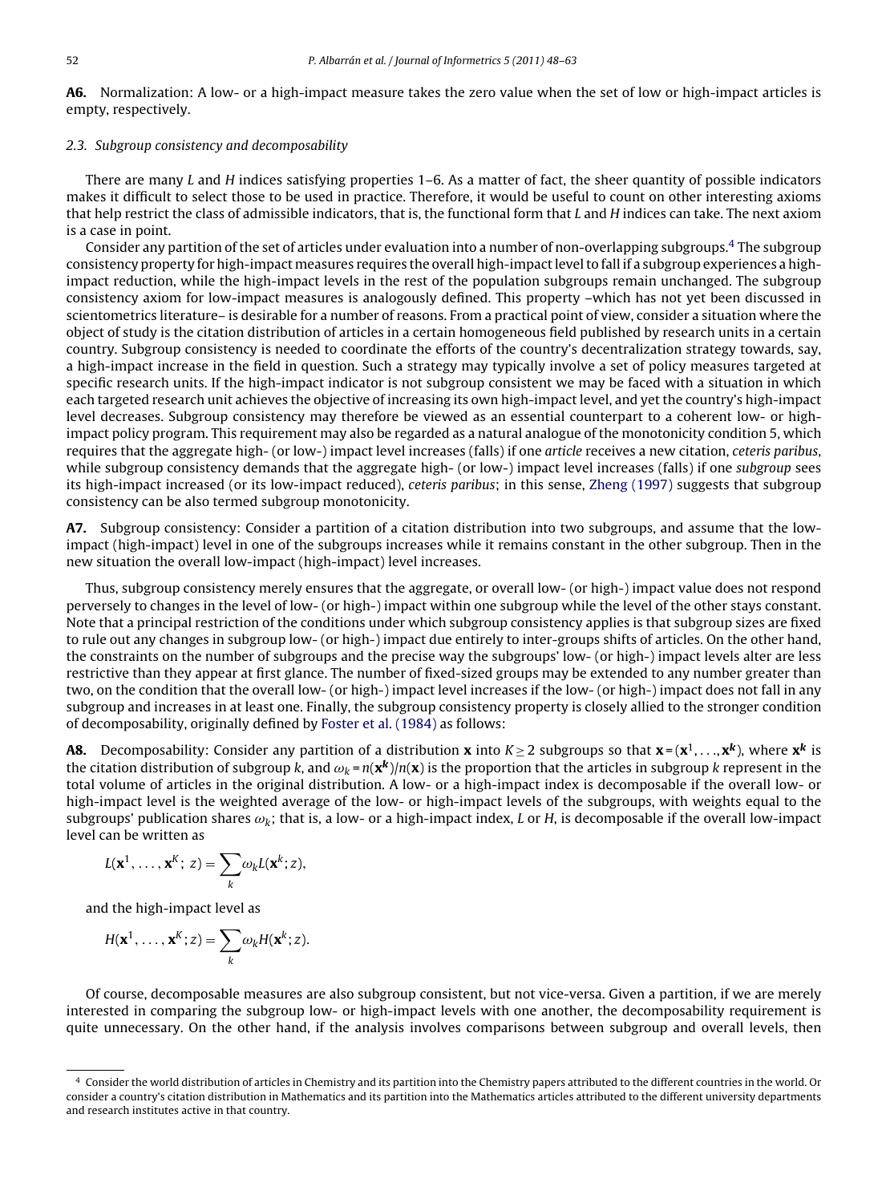**A6.** Normalization: A low- or a high-impact measure takes the zero value when the set of low or high-impact articles is empty, respectively.

### 2.3. Subgroup consistency and decomposability

There are many $L$ and $H$ indices satisfying properties 1–6. As a matter of fact, the sheer quantity of possible indicators makes it difficult to select those to be used in practice. Therefore, it would be useful to count on other interesting axioms that help restrict the class of admissible indicators, that is, the functional form that $L$ and $H$ indices can take. The next axiom is a case in point.

Consider any partition of the set of articles under evaluation into a number of non-overlapping subgroups.[4] The subgroup consistency property for high-impact measures requires the overall high-impact level to fall if a subgroup experiences a high-impact reduction, while the high-impact levels in the rest of the population subgroups remain unchanged. The subgroup consistency axiom for low-impact measures is analogously defined. This property –which has not yet been discussed in scientometrics literature– is desirable for a number of reasons. From a practical point of view, consider a situation where the object of study is the citation distribution of articles in a certain homogeneous field published by research units in a certain country. Subgroup consistency is needed to coordinate the efforts of the country's decentralization strategy towards, say, a high-impact increase in the field in question. Such a strategy may typically involve a set of policy measures targeted at specific research units. If the high-impact indicator is not subgroup consistent we may be faced with a situation in which each targeted research unit achieves the objective of increasing its own high-impact level, and yet the country's high-impact level decreases. Subgroup consistency may therefore be viewed as an essential counterpart to a coherent low- or high-impact policy program. This requirement may also be regarded as a natural analogue of the monotonicity condition 5, which requires that the aggregate high- (or low-) impact level increases (falls) if one *article* receives a new citation, *ceteris paribus*, while subgroup consistency demands that the aggregate high- (or low-) impact level increases (falls) if one *subgroup* sees its high-impact increased (or its low-impact reduced), *ceteris paribus*; in this sense, Zheng (1997) suggests that subgroup consistency can be also termed subgroup monotonicity.

**A7.** Subgroup consistency: Consider a partition of a citation distribution into two subgroups, and assume that the low-impact (high-impact) level in one of the subgroups increases while it remains constant in the other subgroup. Then in the new situation the overall low-impact (high-impact) level increases.

Thus, subgroup consistency merely ensures that the aggregate, or overall low- (or high-) impact value does not respond perversely to changes in the level of low- (or high-) impact within one subgroup while the level of the other stays constant. Note that a principal restriction of the conditions under which subgroup consistency applies is that subgroup sizes are fixed to rule out any changes in subgroup low- (or high-) impact due entirely to inter-groups shifts of articles. On the other hand, the constraints on the number of subgroups and the precise way the subgroups' low- (or high-) impact levels alter are less restrictive than they appear at first glance. The number of fixed-sized groups may be extended to any number greater than two, on the condition that the overall low- (or high-) impact level increases if the low- (or high-) impact does not fall in any subgroup and increases in at least one. Finally, the subgroup consistency property is closely allied to the stronger condition of decomposability, originally defined by Foster et al. (1984) as follows:

**A8.** Decomposability: Consider any partition of a distribution $\mathbf{x}$ into $K \geq 2$ subgroups so that $\mathbf{x} = (\mathbf{x}^1, \ldots, \mathbf{x}^k)$, where $\mathbf{x}^k$ is the citation distribution of subgroup $k$, and $\omega_k = n(\mathbf{x}^k)/n(\mathbf{x})$ is the proportion that the articles in subgroup $k$ represent in the total volume of articles in the original distribution. A low- or a high-impact index is decomposable if the overall low- or high-impact level is the weighted average of the low- or high-impact levels of the subgroups, with weights equal to the subgroups' publication shares $\omega_k$; that is, a low- or a high-impact index, $L$ or $H$, is decomposable if the overall low-impact level can be written as

$$L(\mathbf{x}^1, \ldots, \mathbf{x}^K;\ z) = \sum_k \omega_k L(\mathbf{x}^k; z),$$

and the high-impact level as

$$H(\mathbf{x}^1, \ldots, \mathbf{x}^K; z) = \sum_k \omega_k H(\mathbf{x}^k; z).$$

Of course, decomposable measures are also subgroup consistent, but not vice-versa. Given a partition, if we are merely interested in comparing the subgroup low- or high-impact levels with one another, the decomposability requirement is quite unnecessary. On the other hand, if the analysis involves comparisons between subgroup and overall levels, then

[4] Consider the world distribution of articles in Chemistry and its partition into the Chemistry papers attributed to the different countries in the world. Or consider a country's citation distribution in Mathematics and its partition into the Mathematics articles attributed to the different university departments and research institutes active in that country.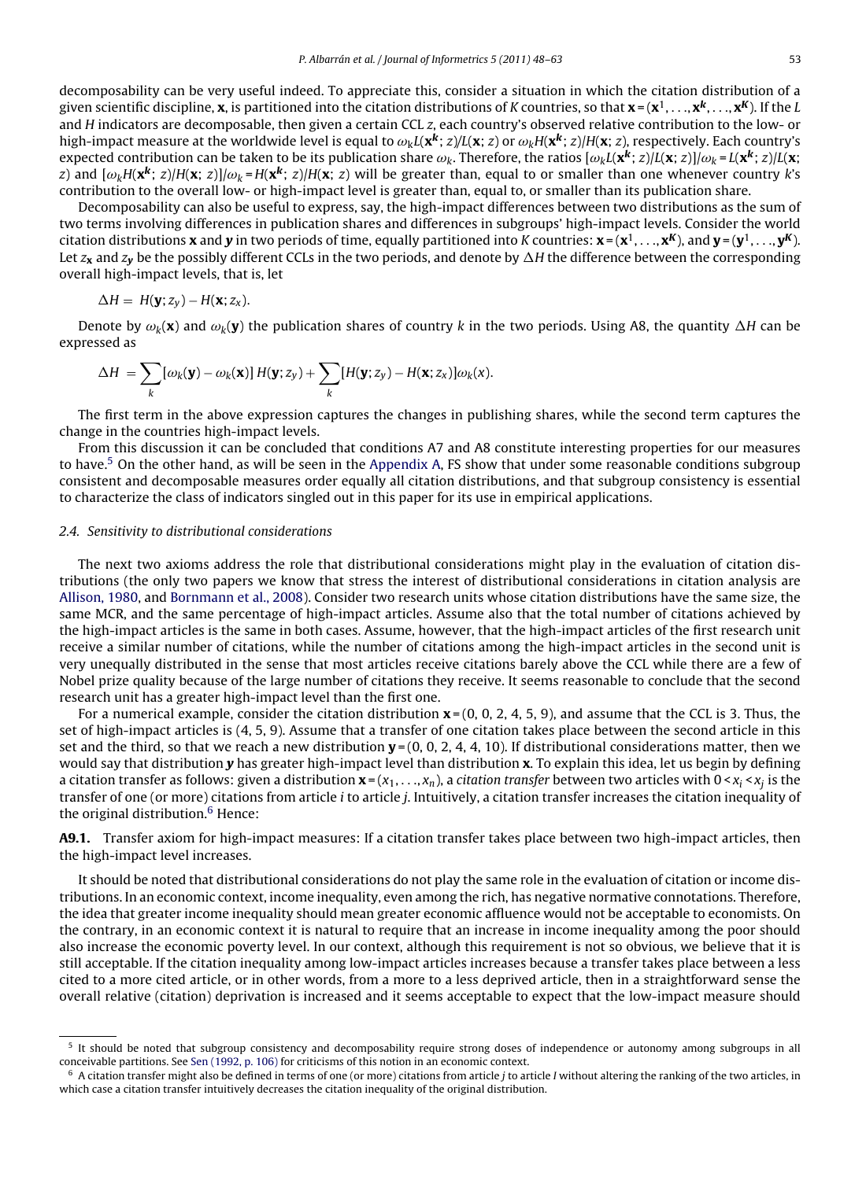decomposability can be very useful indeed. To appreciate this, consider a situation in which the citation distribution of a given scientific discipline, $\mathbf{x}$, is partitioned into the citation distributions of $K$ countries, so that $\mathbf{x} = (\mathbf{x}^1, \ldots, \mathbf{x}^k, \ldots, \mathbf{x}^K)$. If the $L$ and $H$ indicators are decomposable, then given a certain CCL $z$, each country's observed relative contribution to the low- or high-impact measure at the worldwide level is equal to $\omega_k L(\mathbf{x}^k; z)/L(\mathbf{x}; z)$ or $\omega_k H(\mathbf{x}^k; z)/H(\mathbf{x}; z)$, respectively. Each country's expected contribution can be taken to be its publication share $\omega_k$. Therefore, the ratios $[\omega_k L(\mathbf{x}^k; z)/L(\mathbf{x}; z)]/\omega_k = L(\mathbf{x}^k; z)/L(\mathbf{x}; z)$ and $[\omega_k H(\mathbf{x}^k; z)/H(\mathbf{x}; z)]/\omega_k = H(\mathbf{x}^k; z)/H(\mathbf{x}; z)$ will be greater than, equal to or smaller than one whenever country $k$'s contribution to the overall low- or high-impact level is greater than, equal to, or smaller than its publication share.

Decomposability can also be useful to express, say, the high-impact differences between two distributions as the sum of two terms involving differences in publication shares and differences in subgroups' high-impact levels. Consider the world citation distributions $\mathbf{x}$ and $\mathbf{y}$ in two periods of time, equally partitioned into $K$ countries: $\mathbf{x} = (\mathbf{x}^1, \ldots, \mathbf{x}^K)$, and $\mathbf{y} = (\mathbf{y}^1, \ldots, \mathbf{y}^K)$. Let $z_{\mathbf{x}}$ and $z_{\mathbf{y}}$ be the possibly different CCLs in the two periods, and denote by $\Delta H$ the difference between the corresponding overall high-impact levels, that is, let

$$\Delta H = H(\mathbf{y}; z_y) - H(\mathbf{x}; z_x).$$

Denote by $\omega_k(\mathbf{x})$ and $\omega_k(\mathbf{y})$ the publication shares of country $k$ in the two periods. Using A8, the quantity $\Delta H$ can be expressed as

$$\Delta H = \sum_k [\omega_k(\mathbf{y}) - \omega_k(\mathbf{x})]\, H(\mathbf{y}; z_y) + \sum_k [H(\mathbf{y}; z_y) - H(\mathbf{x}; z_x)]\omega_k(x).$$

The first term in the above expression captures the changes in publishing shares, while the second term captures the change in the countries high-impact levels.

From this discussion it can be concluded that conditions A7 and A8 constitute interesting properties for our measures to have.[5] On the other hand, as will be seen in the Appendix A, FS show that under some reasonable conditions subgroup consistent and decomposable measures order equally all citation distributions, and that subgroup consistency is essential to characterize the class of indicators singled out in this paper for its use in empirical applications.

### 2.4. Sensitivity to distributional considerations

The next two axioms address the role that distributional considerations might play in the evaluation of citation distributions (the only two papers we know that stress the interest of distributional considerations in citation analysis are Allison, 1980, and Bornmann et al., 2008). Consider two research units whose citation distributions have the same size, the same MCR, and the same percentage of high-impact articles. Assume also that the total number of citations achieved by the high-impact articles is the same in both cases. Assume, however, that the high-impact articles of the first research unit receive a similar number of citations, while the number of citations among the high-impact articles in the second unit is very unequally distributed in the sense that most articles receive citations barely above the CCL while there are a few of Nobel prize quality because of the large number of citations they receive. It seems reasonable to conclude that the second research unit has a greater high-impact level than the first one.

For a numerical example, consider the citation distribution $\mathbf{x} = (0, 0, 2, 4, 5, 9)$, and assume that the CCL is 3. Thus, the set of high-impact articles is (4, 5, 9). Assume that a transfer of one citation takes place between the second article in this set and the third, so that we reach a new distribution $\mathbf{y} = (0, 0, 2, 4, 4, 10)$. If distributional considerations matter, then we would say that distribution $\mathbf{y}$ has greater high-impact level than distribution $\mathbf{x}$. To explain this idea, let us begin by defining a citation transfer as follows: given a distribution $\mathbf{x} = (x_1, \ldots, x_n)$, a *citation transfer* between two articles with $0 < x_i < x_j$ is the transfer of one (or more) citations from article $i$ to article $j$. Intuitively, a citation transfer increases the citation inequality of the original distribution.[6] Hence:

**A9.1.** Transfer axiom for high-impact measures: If a citation transfer takes place between two high-impact articles, then the high-impact level increases.

It should be noted that distributional considerations do not play the same role in the evaluation of citation or income distributions. In an economic context, income inequality, even among the rich, has negative normative connotations. Therefore, the idea that greater income inequality should mean greater economic affluence would not be acceptable to economists. On the contrary, in an economic context it is natural to require that an increase in income inequality among the poor should also increase the economic poverty level. In our context, although this requirement is not so obvious, we believe that it is still acceptable. If the citation inequality among low-impact articles increases because a transfer takes place between a less cited to a more cited article, or in other words, from a more to a less deprived article, then in a straightforward sense the overall relative (citation) deprivation is increased and it seems acceptable to expect that the low-impact measure should

---

[5] It should be noted that subgroup consistency and decomposability require strong doses of independence or autonomy among subgroups in all conceivable partitions. See Sen (1992, p. 106) for criticisms of this notion in an economic context.

[6] A citation transfer might also be defined in terms of one (or more) citations from article $j$ to article $I$ without altering the ranking of the two articles, in which case a citation transfer intuitively decreases the citation inequality of the original distribution.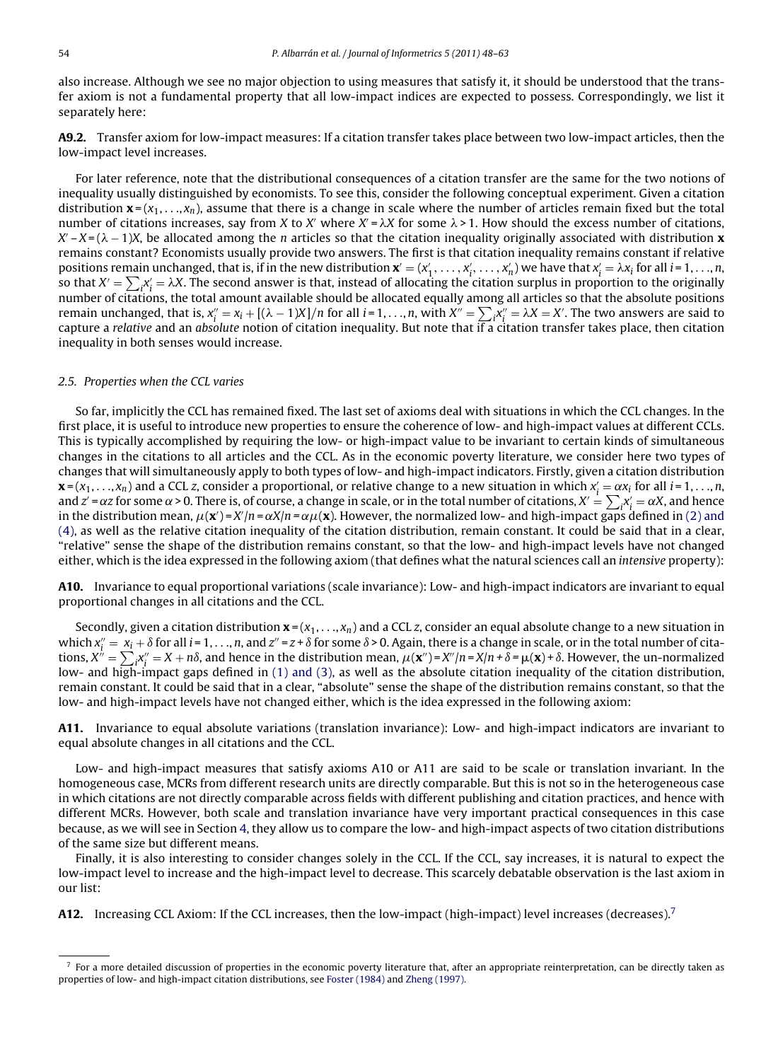also increase. Although we see no major objection to using measures that satisfy it, it should be understood that the transfer axiom is not a fundamental property that all low-impact indices are expected to possess. Correspondingly, we list it separately here:

**A9.2.** Transfer axiom for low-impact measures: If a citation transfer takes place between two low-impact articles, then the low-impact level increases.

For later reference, note that the distributional consequences of a citation transfer are the same for the two notions of inequality usually distinguished by economists. To see this, consider the following conceptual experiment. Given a citation distribution $\mathbf{x} = (x_1, \ldots, x_n)$, assume that there is a change in scale where the number of articles remain fixed but the total number of citations increases, say from $X$ to $X'$ where $X' = \lambda X$ for some $\lambda > 1$. How should the excess number of citations, $X' - X = (\lambda - 1)X$, be allocated among the $n$ articles so that the citation inequality originally associated with distribution $\mathbf{x}$ remains constant? Economists usually provide two answers. The first is that citation inequality remains constant if relative positions remain unchanged, that is, if in the new distribution $\mathbf{x}' = (x'_1, \ldots, x'_i, \ldots, x'_n)$ we have that $x'_i = \lambda x_i$ for all $i = 1, \ldots, n$, so that $X' = \sum_i x'_i = \lambda X$. The second answer is that, instead of allocating the citation surplus in proportion to the originally number of citations, the total amount available should be allocated equally among all articles so that the absolute positions remain unchanged, that is, $x''_i = x_i + [(\lambda - 1)X]/n$ for all $i = 1, \ldots, n$, with $X'' = \sum_i x''_i = \lambda X = X'$. The two answers are said to capture a *relative* and an *absolute* notion of citation inequality. But note that if a citation transfer takes place, then citation inequality in both senses would increase.

### 2.5. Properties when the CCL varies

So far, implicitly the CCL has remained fixed. The last set of axioms deal with situations in which the CCL changes. In the first place, it is useful to introduce new properties to ensure the coherence of low- and high-impact values at different CCLs. This is typically accomplished by requiring the low- or high-impact value to be invariant to certain kinds of simultaneous changes in the citations to all articles and the CCL. As in the economic poverty literature, we consider here two types of changes that will simultaneously apply to both types of low- and high-impact indicators. Firstly, given a citation distribution $\mathbf{x} = (x_1, \ldots, x_n)$ and a CCL $z$, consider a proportional, or relative change to a new situation in which $x'_i = \alpha x_i$ for all $i = 1, \ldots, n$, and $z' = \alpha z$ for some $\alpha > 0$. There is, of course, a change in scale, or in the total number of citations, $X' = \sum_i x'_i = \alpha X$, and hence in the distribution mean, $\mu(\mathbf{x}') = X'/n = \alpha X/n = \alpha\mu(\mathbf{x})$. However, the normalized low- and high-impact gaps defined in (2) and (4), as well as the relative citation inequality of the citation distribution, remain constant. It could be said that in a clear, "relative" sense the shape of the distribution remains constant, so that the low- and high-impact levels have not changed either, which is the idea expressed in the following axiom (that defines what the natural sciences call an *intensive* property):

**A10.** Invariance to equal proportional variations (scale invariance): Low- and high-impact indicators are invariant to equal proportional changes in all citations and the CCL.

Secondly, given a citation distribution $\mathbf{x} = (x_1, \ldots, x_n)$ and a CCL $z$, consider an equal absolute change to a new situation in which $x''_i = x_i + \delta$ for all $i = 1, \ldots, n$, and $z'' = z + \delta$ for some $\delta > 0$. Again, there is a change in scale, or in the total number of citations, $X'' = \sum_i x''_i = X + n\delta$, and hence in the distribution mean, $\mu(\mathbf{x}'') = X''/n = X/n + \delta = \mu(\mathbf{x}) + \delta$. However, the un-normalized low- and high-impact gaps defined in (1) and (3), as well as the absolute citation inequality of the citation distribution, remain constant. It could be said that in a clear, "absolute" sense the shape of the distribution remains constant, so that the low- and high-impact levels have not changed either, which is the idea expressed in the following axiom:

**A11.** Invariance to equal absolute variations (translation invariance): Low- and high-impact indicators are invariant to equal absolute changes in all citations and the CCL.

Low- and high-impact measures that satisfy axioms A10 or A11 are said to be scale or translation invariant. In the homogeneous case, MCRs from different research units are directly comparable. But this is not so in the heterogeneous case in which citations are not directly comparable across fields with different publishing and citation practices, and hence with different MCRs. However, both scale and translation invariance have very important practical consequences in this case because, as we will see in Section 4, they allow us to compare the low- and high-impact aspects of two citation distributions of the same size but different means.

Finally, it is also interesting to consider changes solely in the CCL. If the CCL, say increases, it is natural to expect the low-impact level to increase and the high-impact level to decrease. This scarcely debatable observation is the last axiom in our list:

**A12.** Increasing CCL Axiom: If the CCL increases, then the low-impact (high-impact) level increases (decreases).[7]

[7] For a more detailed discussion of properties in the economic poverty literature that, after an appropriate reinterpretation, can be directly taken as properties of low- and high-impact citation distributions, see Foster (1984) and Zheng (1997).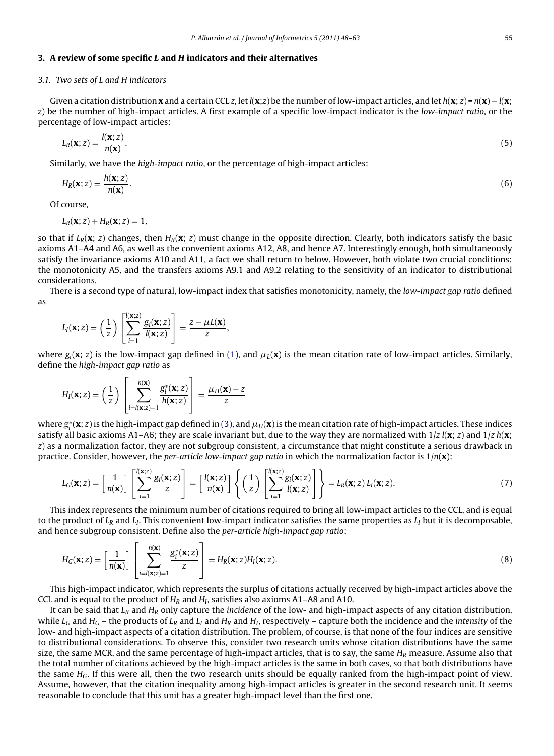## 3. A review of some specific *L* and *H* indicators and their alternatives

### 3.1. Two sets of L and H indicators

Given a citation distribution **x** and a certain CCL $z$, let $l(\mathbf{x};z)$ be the number of low-impact articles, and let $h(\mathbf{x}; z) = n(\mathbf{x}) - l(\mathbf{x}; z)$ be the number of high-impact articles. A first example of a specific low-impact indicator is the *low-impact ratio*, or the percentage of low-impact articles:

$$L_R(\mathbf{x}; z) = \frac{l(\mathbf{x}; z)}{n(\mathbf{x})}. \tag{5}$$

Similarly, we have the *high-impact ratio*, or the percentage of high-impact articles:

$$H_R(\mathbf{x}; z) = \frac{h(\mathbf{x}; z)}{n(\mathbf{x})}. \tag{6}$$

Of course,

$$L_R(\mathbf{x}; z) + H_R(\mathbf{x}; z) = 1,$$

so that if $L_R(\mathbf{x}; z)$ changes, then $H_R(\mathbf{x}; z)$ must change in the opposite direction. Clearly, both indicators satisfy the basic axioms A1–A4 and A6, as well as the convenient axioms A12, A8, and hence A7. Interestingly enough, both simultaneously satisfy the invariance axioms A10 and A11, a fact we shall return to below. However, both violate two crucial conditions: the monotonicity A5, and the transfers axioms A9.1 and A9.2 relating to the sensitivity of an indicator to distributional considerations.

There is a second type of natural, low-impact index that satisfies monotonicity, namely, the *low-impact gap ratio* defined as

$$L_I(\mathbf{x}; z) = \left(\frac{1}{z}\right) \left[\sum_{i=1}^{l(\mathbf{x};z)} \frac{g_i(\mathbf{x}; z)}{l(\mathbf{x}; z)}\right] = \frac{z - \mu L(\mathbf{x})}{z},$$

where $g_i(\mathbf{x}; z)$ is the low-impact gap defined in (1), and $\mu_L(\mathbf{x})$ is the mean citation rate of low-impact articles. Similarly, define the *high-impact gap ratio* as

$$H_I(\mathbf{x}; z) = \left(\frac{1}{z}\right) \left[\sum_{i=l(\mathbf{x};z)+1}^{n(\mathbf{x})} \frac{g_i^*(\mathbf{x}; z)}{h(\mathbf{x}; z)}\right] = \frac{\mu_H(\mathbf{x}) - z}{z}$$

where $g_i^*(\mathbf{x}; z)$ is the high-impact gap defined in (3), and $\mu_H(\mathbf{x})$ is the mean citation rate of high-impact articles. These indices satisfy all basic axioms A1–A6; they are scale invariant but, due to the way they are normalized with $1/z\, l(\mathbf{x}; z)$ and $1/z\, h(\mathbf{x}; z)$ as a normalization factor, they are not subgroup consistent, a circumstance that might constitute a serious drawback in practice. Consider, however, the *per-article low-impact gap ratio* in which the normalization factor is $1/n(\mathbf{x})$:

$$L_G(\mathbf{x}; z) = \left[\frac{1}{n(\mathbf{x})}\right] \left[\sum_{i=1}^{l(\mathbf{x};z)} \frac{g_i(\mathbf{x}; z)}{z}\right] = \left[\frac{l(\mathbf{x}; z)}{n(\mathbf{x})}\right] \left\{\left(\frac{1}{z}\right) \left[\sum_{i=1}^{l(\mathbf{x};z)} \frac{g_i(\mathbf{x}; z)}{l(\mathbf{x}; z)}\right]\right\} = L_R(\mathbf{x}; z)\, L_I(\mathbf{x}; z). \tag{7}$$

This index represents the minimum number of citations required to bring all low-impact articles to the CCL, and is equal to the product of $L_R$ and $L_I$. This convenient low-impact indicator satisfies the same properties as $L_I$ but it is decomposable, and hence subgroup consistent. Define also the *per-article high-impact gap ratio*:

$$H_G(\mathbf{x}; z) = \left[\frac{1}{n(\mathbf{x})}\right] \left[\sum_{i=l(\mathbf{x};z)=1}^{n(\mathbf{x})} \frac{g_i^*(\mathbf{x}; z)}{z}\right] = H_R(\mathbf{x}; z) H_I(\mathbf{x}; z). \tag{8}$$

This high-impact indicator, which represents the surplus of citations actually received by high-impact articles above the CCL and is equal to the product of $H_R$ and $H_I$, satisfies also axioms A1–A8 and A10.

It can be said that $L_R$ and $H_R$ only capture the *incidence* of the low- and high-impact aspects of any citation distribution, while $L_G$ and $H_G$ – the products of $L_R$ and $L_I$ and $H_R$ and $H_I$, respectively – capture both the incidence and the *intensity* of the low- and high-impact aspects of a citation distribution. The problem, of course, is that none of the four indices are sensitive to distributional considerations. To observe this, consider two research units whose citation distributions have the same size, the same MCR, and the same percentage of high-impact articles, that is to say, the same $H_R$ measure. Assume also that the total number of citations achieved by the high-impact articles is the same in both cases, so that both distributions have the same $H_G$. If this were all, then the two research units should be equally ranked from the high-impact point of view. Assume, however, that the citation inequality among high-impact articles is greater in the second research unit. It seems reasonable to conclude that this unit has a greater high-impact level than the first one.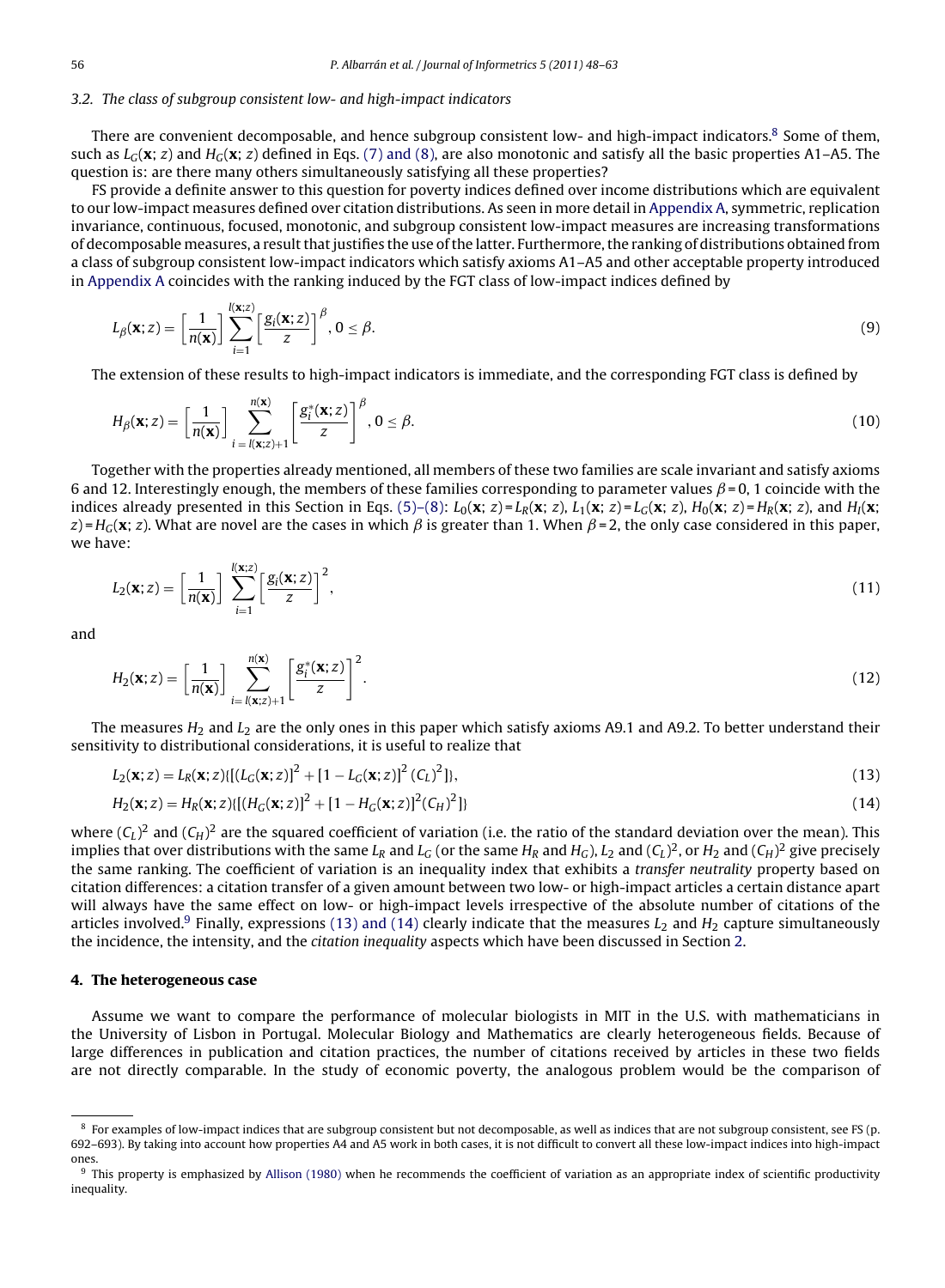### 3.2. The class of subgroup consistent low- and high-impact indicators

There are convenient decomposable, and hence subgroup consistent low- and high-impact indicators.[8] Some of them, such as $L_G(\mathbf{x}; z)$ and $H_G(\mathbf{x}; z)$ defined in Eqs. (7) and (8), are also monotonic and satisfy all the basic properties A1–A5. The question is: are there many others simultaneously satisfying all these properties?

FS provide a definite answer to this question for poverty indices defined over income distributions which are equivalent to our low-impact measures defined over citation distributions. As seen in more detail in Appendix A, symmetric, replication invariance, continuous, focused, monotonic, and subgroup consistent low-impact measures are increasing transformations of decomposable measures, a result that justifies the use of the latter. Furthermore, the ranking of distributions obtained from a class of subgroup consistent low-impact indicators which satisfy axioms A1–A5 and other acceptable property introduced in Appendix A coincides with the ranking induced by the FGT class of low-impact indices defined by

$$L_\beta(\mathbf{x}; z) = \left[\frac{1}{n(\mathbf{x})}\right] \sum_{i=1}^{l(\mathbf{x};z)} \left[\frac{g_i(\mathbf{x}; z)}{z}\right]^\beta, 0 \le \beta. \tag{9}$$

The extension of these results to high-impact indicators is immediate, and the corresponding FGT class is defined by

$$H_\beta(\mathbf{x}; z) = \left[\frac{1}{n(\mathbf{x})}\right] \sum_{i=l(\mathbf{x};z)+1}^{n(\mathbf{x})} \left[\frac{g_i^*(\mathbf{x}; z)}{z}\right]^\beta, 0 \le \beta. \tag{10}$$

Together with the properties already mentioned, all members of these two families are scale invariant and satisfy axioms 6 and 12. Interestingly enough, the members of these families corresponding to parameter values $\beta = 0, 1$ coincide with the indices already presented in this Section in Eqs. (5)–(8): $L_0(\mathbf{x}; z) = L_R(\mathbf{x}; z)$, $L_1(\mathbf{x}; z) = L_G(\mathbf{x}; z)$, $H_0(\mathbf{x}; z) = H_R(\mathbf{x}; z)$, and $H_l(\mathbf{x}; z) = H_G(\mathbf{x}; z)$. What are novel are the cases in which $\beta$ is greater than 1. When $\beta = 2$, the only case considered in this paper, we have:

$$L_2(\mathbf{x}; z) = \left[\frac{1}{n(\mathbf{x})}\right] \sum_{i=1}^{l(\mathbf{x};z)} \left[\frac{g_i(\mathbf{x}; z)}{z}\right]^2, \tag{11}$$

and

$$H_2(\mathbf{x}; z) = \left[\frac{1}{n(\mathbf{x})}\right] \sum_{i=l(\mathbf{x};z)+1}^{n(\mathbf{x})} \left[\frac{g_i^*(\mathbf{x}; z)}{z}\right]^2. \tag{12}$$

The measures $H_2$ and $L_2$ are the only ones in this paper which satisfy axioms A9.1 and A9.2. To better understand their sensitivity to distributional considerations, it is useful to realize that

$$L_2(\mathbf{x}; z) = L_R(\mathbf{x}; z)\{[(L_G(\mathbf{x}; z)]^2 + [1 - L_G(\mathbf{x}; z)]^2 (C_L)^2]\}, \tag{13}$$

$$H_2(\mathbf{x}; z) = H_R(\mathbf{x}; z)\{[(H_G(\mathbf{x}; z)]^2 + [1 - H_G(\mathbf{x}; z)]^2 (C_H)^2]\} \tag{14}$$

where $(C_L)^2$ and $(C_H)^2$ are the squared coefficient of variation (i.e. the ratio of the standard deviation over the mean). This implies that over distributions with the same $L_R$ and $L_G$ (or the same $H_R$ and $H_G$), $L_2$ and $(C_L)^2$, or $H_2$ and $(C_H)^2$ give precisely the same ranking. The coefficient of variation is an inequality index that exhibits a *transfer neutrality* property based on citation differences: a citation transfer of a given amount between two low- or high-impact articles a certain distance apart will always have the same effect on low- or high-impact levels irrespective of the absolute number of citations of the articles involved.[9] Finally, expressions (13) and (14) clearly indicate that the measures $L_2$ and $H_2$ capture simultaneously the incidence, the intensity, and the *citation inequality* aspects which have been discussed in Section 2.

## 4. The heterogeneous case

Assume we want to compare the performance of molecular biologists in MIT in the U.S. with mathematicians in the University of Lisbon in Portugal. Molecular Biology and Mathematics are clearly heterogeneous fields. Because of large differences in publication and citation practices, the number of citations received by articles in these two fields are not directly comparable. In the study of economic poverty, the analogous problem would be the comparison of

---

[8] For examples of low-impact indices that are subgroup consistent but not decomposable, as well as indices that are not subgroup consistent, see FS (p. 692–693). By taking into account how properties A4 and A5 work in both cases, it is not difficult to convert all these low-impact indices into high-impact ones.

[9] This property is emphasized by Allison (1980) when he recommends the coefficient of variation as an appropriate index of scientific productivity inequality.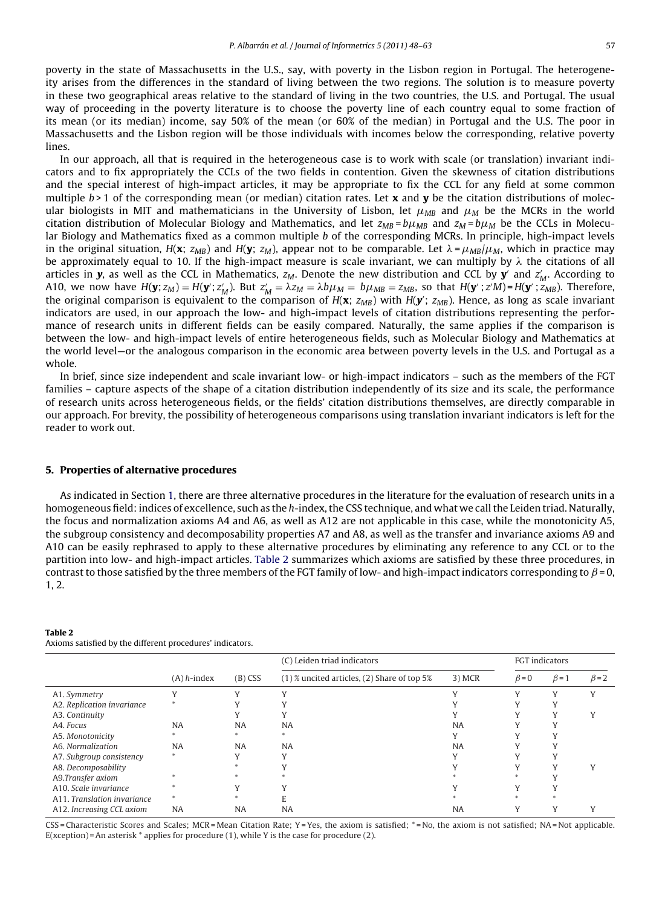poverty in the state of Massachusetts in the U.S., say, with poverty in the Lisbon region in Portugal. The heterogeneity arises from the differences in the standard of living between the two regions. The solution is to measure poverty in these two geographical areas relative to the standard of living in the two countries, the U.S. and Portugal. The usual way of proceeding in the poverty literature is to choose the poverty line of each country equal to some fraction of its mean (or its median) income, say 50% of the mean (or 60% of the median) in Portugal and the U.S. The poor in Massachusetts and the Lisbon region will be those individuals with incomes below the corresponding, relative poverty lines.

In our approach, all that is required in the heterogeneous case is to work with scale (or translation) invariant indicators and to fix appropriately the CCLs of the two fields in contention. Given the skewness of citation distributions and the special interest of high-impact articles, it may be appropriate to fix the CCL for any field at some common multiple $b > 1$ of the corresponding mean (or median) citation rates. Let $\mathbf{x}$ and $\mathbf{y}$ be the citation distributions of molecular biologists in MIT and mathematicians in the University of Lisbon, let $\mu_{MB}$ and $\mu_M$ be the MCRs in the world citation distribution of Molecular Biology and Mathematics, and let $z_{MB} = b\mu_{MB}$ and $z_M = b\mu_M$ be the CCLs in Molecular Biology and Mathematics fixed as a common multiple $b$ of the corresponding MCRs. In principle, high-impact levels in the original situation, $H(\mathbf{x};\, z_{MB})$ and $H(\mathbf{y};\, z_M)$, appear not to be comparable. Let $\lambda = \mu_{MB}/\mu_M$, which in practice may be approximately equal to 10. If the high-impact measure is scale invariant, we can multiply by $\lambda$ the citations of all articles in $\boldsymbol{y}$, as well as the CCL in Mathematics, $z_M$. Denote the new distribution and CCL by $\mathbf{y}'$ and $z'_M$. According to A10, we now have $H(\mathbf{y}; z_M) = H(\mathbf{y}'; z'_M)$. But $z'_M = \lambda z_M = \lambda b \mu_M = b\mu_{MB} = z_{MB}$, so that $H(\mathbf{y}'\,; z'M) = H(\mathbf{y}'\,; z_{MB})$. Therefore, the original comparison is equivalent to the comparison of $H(\mathbf{x};\, z_{MB})$ with $H(\boldsymbol{y}';\, z_{MB})$. Hence, as long as scale invariant indicators are used, in our approach the low- and high-impact levels of citation distributions representing the performance of research units in different fields can be easily compared. Naturally, the same applies if the comparison is between the low- and high-impact levels of entire heterogeneous fields, such as Molecular Biology and Mathematics at the world level—or the analogous comparison in the economic area between poverty levels in the U.S. and Portugal as a whole.

In brief, since size independent and scale invariant low- or high-impact indicators – such as the members of the FGT families – capture aspects of the shape of a citation distribution independently of its size and its scale, the performance of research units across heterogeneous fields, or the fields' citation distributions themselves, are directly comparable in our approach. For brevity, the possibility of heterogeneous comparisons using translation invariant indicators is left for the reader to work out.

## 5. Properties of alternative procedures

As indicated in Section 1, there are three alternative procedures in the literature for the evaluation of research units in a homogeneous field: indices of excellence, such as the *h*-index, the CSS technique, and what we call the Leiden triad. Naturally, the focus and normalization axioms A4 and A6, as well as A12 are not applicable in this case, while the monotonicity A5, the subgroup consistency and decomposability properties A7 and A8, as well as the transfer and invariance axioms A9 and A10 can be easily rephrased to apply to these alternative procedures by eliminating any reference to any CCL or to the partition into low- and high-impact articles. Table 2 summarizes which axioms are satisfied by these three procedures, in contrast to those satisfied by the three members of the FGT family of low- and high-impact indicators corresponding to $\beta = 0$, 1, 2.

**Table 2**
Axioms satisfied by the different procedures' indicators.

| | | | (C) Leiden triad indicators | | FGT indicators | | |
|---|---|---|---|---|---|---|---|
| | (A) *h*-index | (B) CSS | (1) % uncited articles, (2) Share of top 5% | 3) MCR | $\beta = 0$ | $\beta = 1$ | $\beta = 2$ |
| A1. *Symmetry* | Y | Y | Y | Y | Y | Y | Y |
| A2. *Replication invariance* | * | Y | Y | Y | Y | Y | |
| A3. *Continuity* | | Y | Y | Y | Y | Y | Y |
| A4. *Focus* | NA | NA | NA | NA | Y | Y | |
| A5. *Monotonicity* | * | * | * | Y | Y | Y | |
| A6. *Normalization* | NA | NA | NA | NA | Y | Y | |
| A7. *Subgroup consistency* | * | Y | Y | Y | Y | Y | |
| A8. *Decomposability* | | * | Y | Y | Y | Y | Y |
| A9. *Transfer axiom* | * | * | * | * | * | Y | |
| A10. *Scale invariance* | * | Y | Y | Y | Y | Y | |
| A11. *Translation invariance* | * | * | E | * | * | * | |
| A12. *Increasing CCL axiom* | NA | NA | NA | NA | Y | Y | Y |

CSS = Characteristic Scores and Scales; MCR = Mean Citation Rate; Y = Yes, the axiom is satisfied; * = No, the axiom is not satisfied; NA = Not applicable. E(xception) = An asterisk * applies for procedure (1), while Y is the case for procedure (2).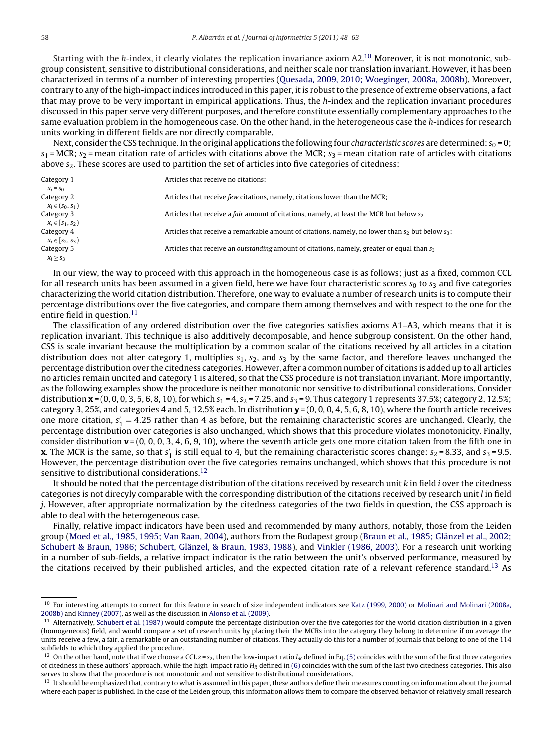Starting with the *h*-index, it clearly violates the replication invariance axiom A2.[10] Moreover, it is not monotonic, subgroup consistent, sensitive to distributional considerations, and neither scale nor translation invariant. However, it has been characterized in terms of a number of interesting properties (Quesada, 2009, 2010; Woeginger, 2008a, 2008b). Moreover, contrary to any of the high-impact indices introduced in this paper, it is robust to the presence of extreme observations, a fact that may prove to be very important in empirical applications. Thus, the *h*-index and the replication invariant procedures discussed in this paper serve very different purposes, and therefore constitute essentially complementary approaches to the same evaluation problem in the homogeneous case. On the other hand, in the heterogeneous case the *h*-indices for research units working in different fields are nor directly comparable.

Next, consider the CSS technique. In the original applications the following four *characteristic scores* are determined: $s_0 = 0$; $s_1$ = MCR; $s_2$ = mean citation rate of articles with citations above the MCR; $s_3$ = mean citation rate of articles with citations above $s_2$. These scores are used to partition the set of articles into five categories of citedness:

| | |
|---|---|
| Category 1 $x_i = s_0$ | Articles that receive no citations; |
| Category 2 $x_i \in (s_0, s_1)$ | Articles that receive *few* citations, namely, citations lower than the MCR; |
| Category 3 $x_i \in [s_1, s_2)$ | Articles that receive a *fair* amount of citations, namely, at least the MCR but below $s_2$ |
| Category 4 $x_i \in [s_2, s_3)$ | Articles that receive a remarkable amount of citations, namely, no lower than $s_2$ but below $s_3$; |
| Category 5 $x_i \geq s_3$ | Articles that receive an *outstanding* amount of citations, namely, greater or equal than $s_3$ |

In our view, the way to proceed with this approach in the homogeneous case is as follows; just as a fixed, common CCL for all research units has been assumed in a given field, here we have four characteristic scores $s_0$ to $s_3$ and five categories characterizing the world citation distribution. Therefore, one way to evaluate a number of research units is to compute their percentage distributions over the five categories, and compare them among themselves and with respect to the one for the entire field in question.[11]

The classification of any ordered distribution over the five categories satisfies axioms A1–A3, which means that it is replication invariant. This technique is also additively decomposable, and hence subgroup consistent. On the other hand, CSS is scale invariant because the multiplication by a common scalar of the citations received by all articles in a citation distribution does not alter category 1, multiplies $s_1$, $s_2$, and $s_3$ by the same factor, and therefore leaves unchanged the percentage distribution over the citedness categories. However, after a common number of citations is added up to all articles no articles remain uncited and category 1 is altered, so that the CSS procedure is not translation invariant. More importantly, as the following examples show the procedure is neither monotonic nor sensitive to distributional considerations. Consider distribution $\mathbf{x} = (0, 0, 0, 3, 5, 6, 8, 10)$, for which $s_1 = 4$, $s_2 = 7.25$, and $s_3 = 9$. Thus category 1 represents 37.5%; category 2, 12.5%; category 3, 25%, and categories 4 and 5, 12.5% each. In distribution $\mathbf{y} = (0, 0, 0, 4, 5, 6, 8, 10)$, where the fourth article receives one more citation, $s'_1 = 4.25$ rather than 4 as before, but the remaining characteristic scores are unchanged. Clearly, the percentage distribution over categories is also unchanged, which shows that this procedure violates monotonicity. Finally, consider distribution $\mathbf{v} = (0, 0, 0, 3, 4, 6, 9, 10)$, where the seventh article gets one more citation taken from the fifth one in $\mathbf{x}$. The MCR is the same, so that $s'_1$ is still equal to 4, but the remaining characteristic scores change: $s_2 = 8.33$, and $s_3 = 9.5$. However, the percentage distribution over the five categories remains unchanged, which shows that this procedure is not sensitive to distributional considerations.[12]

It should be noted that the percentage distribution of the citations received by research unit *k* in field *i* over the citedness categories is not direcly comparable with the corresponding distribution of the citations received by research unit *l* in field *j*. However, after appropriate normalization by the citedness categories of the two fields in question, the CSS approach is able to deal with the heterogeneous case.

Finally, relative impact indicators have been used and recommended by many authors, notably, those from the Leiden group (Moed et al., 1985, 1995; Van Raan, 2004), authors from the Budapest group (Braun et al., 1985; Glänzel et al., 2002; Schubert & Braun, 1986; Schubert, Glänzel, & Braun, 1983, 1988), and Vinkler (1986, 2003). For a research unit working in a number of sub-fields, a relative impact indicator is the ratio between the unit's observed performance, measured by the citations received by their published articles, and the expected citation rate of a relevant reference standard.[13] As

---

[10] For interesting attempts to correct for this feature in search of size independent indicators see Katz (1999, 2000) or Molinari and Molinari (2008a, 2008b) and Kinney (2007), as well as the discussion in Alonso et al. (2009).

[11] Alternatively, Schubert et al. (1987) would compute the percentage distribution over the five categories for the world citation distribution in a given (homogeneous) field, and would compare a set of research units by placing their MCRs into the category they belong to determine if on average the units receive a few, a fair, a remarkable or an outstanding number of citations. They actually do this for a number of journals that belong to one of the 114 subfields to which they applied the procedure.

[12] On the other hand, note that if we choose a CCL $z = s_2$, then the low-impact ratio $L_R$ defined in Eq. (5) coincides with the sum of the first three categories of citedness in these authors' approach, while the high-impact ratio $H_R$ defined in (6) coincides with the sum of the last two citedness categories. This also serves to show that the procedure is not monotonic and not sensitive to distributional considerations.

[13] It should be emphasized that, contrary to what is assumed in this paper, these authors define their measures counting on information about the journal where each paper is published. In the case of the Leiden group, this information allows them to compare the observed behavior of relatively small research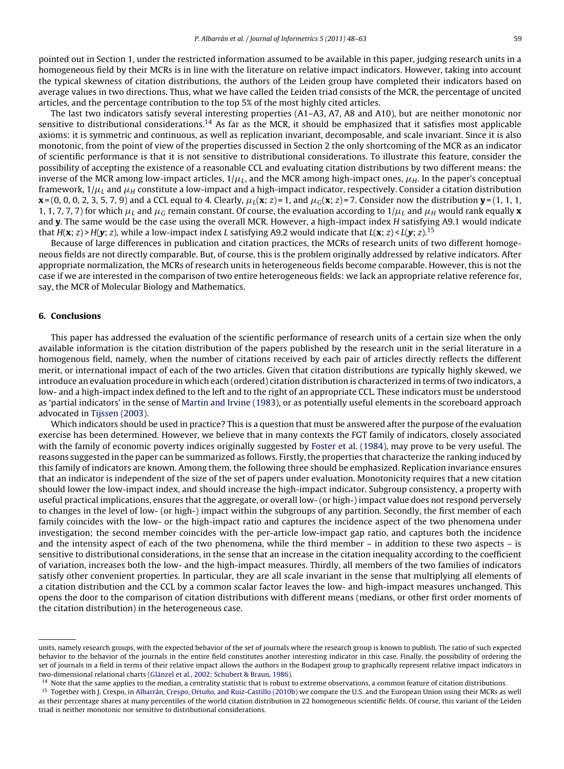pointed out in Section 1, under the restricted information assumed to be available in this paper, judging research units in a homogeneous field by their MCRs is in line with the literature on relative impact indicators. However, taking into account the typical skewness of citation distributions, the authors of the Leiden group have completed their indicators based on average values in two directions. Thus, what we have called the Leiden triad consists of the MCR, the percentage of uncited articles, and the percentage contribution to the top 5% of the most highly cited articles.

The last two indicators satisfy several interesting properties (A1–A3, A7, A8 and A10), but are neither monotonic nor sensitive to distributional considerations.[14] As far as the MCR, it should be emphasized that it satisfies most applicable axioms: it is symmetric and continuous, as well as replication invariant, decomposable, and scale invariant. Since it is also monotonic, from the point of view of the properties discussed in Section 2 the only shortcoming of the MCR as an indicator of scientific performance is that it is not sensitive to distributional considerations. To illustrate this feature, consider the possibility of accepting the existence of a reasonable CCL and evaluating citation distributions by two different means: the inverse of the MCR among low-impact articles, $1/\mu_L$, and the MCR among high-impact ones, $\mu_H$. In the paper's conceptual framework, $1/\mu_L$ and $\mu_H$ constitute a low-impact and a high-impact indicator, respectively. Consider a citation distribution $\mathbf{x} = (0, 0, 0, 2, 3, 5, 7, 9)$ and a CCL equal to 4. Clearly, $\mu_L(\mathbf{x}; z) = 1$, and $\mu_G(\mathbf{x}; z) = 7$. Consider now the distribution $\mathbf{y} = (1, 1, 1, 1, 1, 7, 7, 7)$ for which $\mu_L$ and $\mu_G$ remain constant. Of course, the evaluation according to $1/\mu_L$ and $\mu_H$ would rank equally $\mathbf{x}$ and $\mathbf{y}$. The same would be the case using the overall MCR. However, a high-impact index $H$ satisfying A9.1 would indicate that $H(\mathbf{x}; z) > H(\mathbf{y}; z)$, while a low-impact index $L$ satisfying A9.2 would indicate that $L(\mathbf{x}; z) < L(\mathbf{y}; z)$.[15]

Because of large differences in publication and citation practices, the MCRs of research units of two different homogeneous fields are not directly comparable. But, of course, this is the problem originally addressed by relative indicators. After appropriate normalization, the MCRs of research units in heterogeneous fields become comparable. However, this is not the case if we are interested in the comparison of two entire heterogeneous fields: we lack an appropriate relative reference for, say, the MCR of Molecular Biology and Mathematics.

## 6. Conclusions

This paper has addressed the evaluation of the scientific performance of research units of a certain size when the only available information is the citation distribution of the papers published by the research unit in the serial literature in a homogenous field, namely, when the number of citations received by each pair of articles directly reflects the different merit, or international impact of each of the two articles. Given that citation distributions are typically highly skewed, we introduce an evaluation procedure in which each (ordered) citation distribution is characterized in terms of two indicators, a low- and a high-impact index defined to the left and to the right of an appropriate CCL. These indicators must be understood as 'partial indicators' in the sense of Martin and Irvine (1983), or as potentially useful elements in the scoreboard approach advocated in Tijssen (2003).

Which indicators should be used in practice? This is a question that must be answered after the purpose of the evaluation exercise has been determined. However, we believe that in many contexts the FGT family of indicators, closely associated with the family of economic poverty indices originally suggested by Foster et al. (1984), may prove to be very useful. The reasons suggested in the paper can be summarized as follows. Firstly, the properties that characterize the ranking induced by this family of indicators are known. Among them, the following three should be emphasized. Replication invariance ensures that an indicator is independent of the size of the set of papers under evaluation. Monotonicity requires that a new citation should lower the low-impact index, and should increase the high-impact indicator. Subgroup consistency, a property with useful practical implications, ensures that the aggregate, or overall low- (or high-) impact value does not respond perversely to changes in the level of low- (or high-) impact within the subgroups of any partition. Secondly, the first member of each family coincides with the low- or the high-impact ratio and captures the incidence aspect of the two phenomena under investigation; the second member coincides with the per-article low-impact gap ratio, and captures both the incidence and the intensity aspect of each of the two phenomena, while the third member – in addition to these two aspects – is sensitive to distributional considerations, in the sense that an increase in the citation inequality according to the coefficient of variation, increases both the low- and the high-impact measures. Thirdly, all members of the two families of indicators satisfy other convenient properties. In particular, they are all scale invariant in the sense that multiplying all elements of a citation distribution and the CCL by a common scalar factor leaves the low- and high-impact measures unchanged. This opens the door to the comparison of citation distributions with different means (medians, or other first order moments of the citation distribution) in the heterogeneous case.

---

units, namely research groups, with the expected behavior of the set of journals where the research group is known to publish. The ratio of such expected behavior to the behavior of the journals in the entire field constitutes another interesting indicator in this case. Finally, the possibility of ordering the set of journals in a field in terms of their relative impact allows the authors in the Budapest group to graphically represent relative impact indicators in two-dimensional relational charts (Glänzel et al., 2002; Schubert & Braun, 1986).

[14] Note that the same applies to the median, a centrality statistic that is robust to extreme observations, a common feature of citation distributions.

[15] Together with J. Crespo, in Albarrán, Crespo, Ortuño, and Ruiz-Castillo (2010b) we compare the U.S. and the European Union using their MCRs as well as their percentage shares at many percentiles of the world citation distribution in 22 homogeneous scientific fields. Of course, this variant of the Leiden triad is neither monotonic nor sensitive to distributional considerations.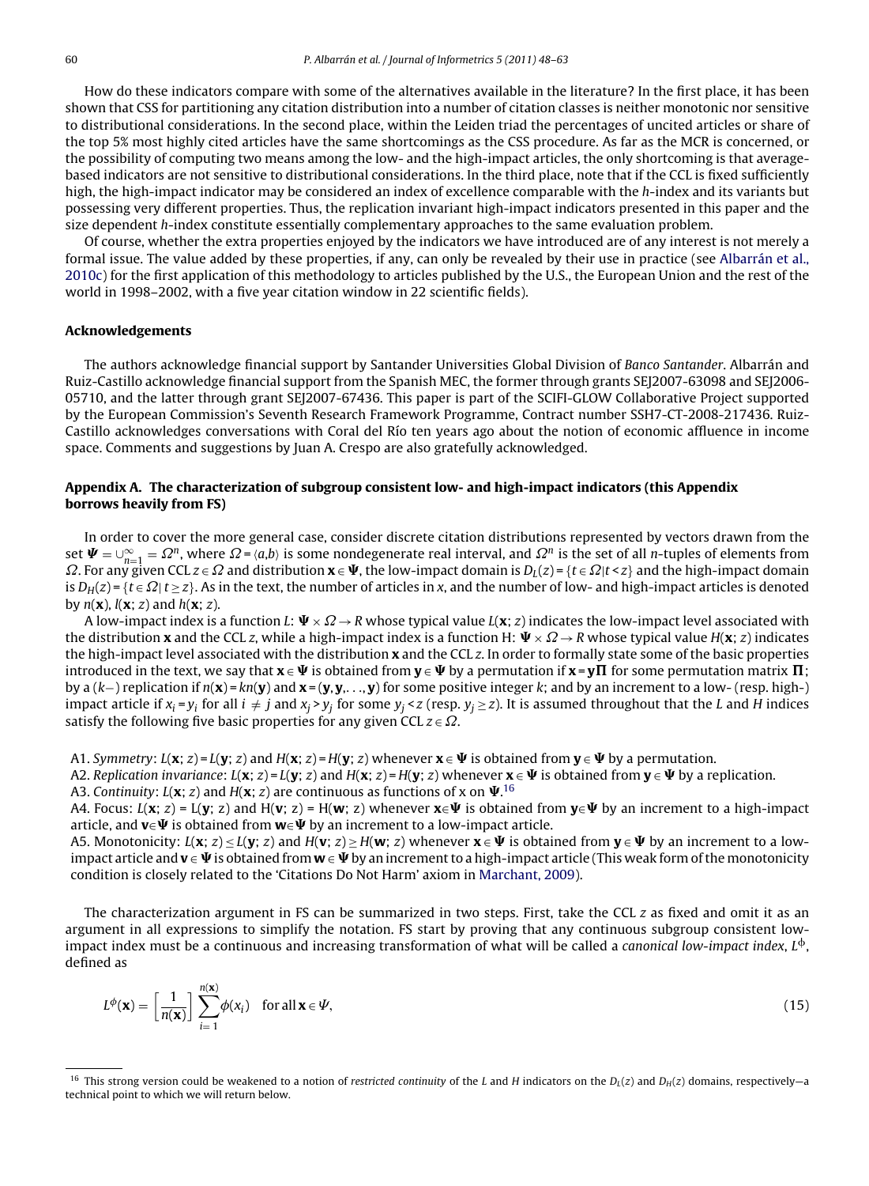How do these indicators compare with some of the alternatives available in the literature? In the first place, it has been shown that CSS for partitioning any citation distribution into a number of citation classes is neither monotonic nor sensitive to distributional considerations. In the second place, within the Leiden triad the percentages of uncited articles or share of the top 5% most highly cited articles have the same shortcomings as the CSS procedure. As far as the MCR is concerned, or the possibility of computing two means among the low- and the high-impact articles, the only shortcoming is that average-based indicators are not sensitive to distributional considerations. In the third place, note that if the CCL is fixed sufficiently high, the high-impact indicator may be considered an index of excellence comparable with the *h*-index and its variants but possessing very different properties. Thus, the replication invariant high-impact indicators presented in this paper and the size dependent *h*-index constitute essentially complementary approaches to the same evaluation problem.

Of course, whether the extra properties enjoyed by the indicators we have introduced are of any interest is not merely a formal issue. The value added by these properties, if any, can only be revealed by their use in practice (see Albarrán et al., 2010c) for the first application of this methodology to articles published by the U.S., the European Union and the rest of the world in 1998–2002, with a five year citation window in 22 scientific fields).

## Acknowledgements

The authors acknowledge financial support by Santander Universities Global Division of *Banco Santander*. Albarrán and Ruiz-Castillo acknowledge financial support from the Spanish MEC, the former through grants SEJ2007-63098 and SEJ2006-05710, and the latter through grant SEJ2007-67436. This paper is part of the SCIFI-GLOW Collaborative Project supported by the European Commission's Seventh Research Framework Programme, Contract number SSH7-CT-2008-217436. Ruiz-Castillo acknowledges conversations with Coral del Río ten years ago about the notion of economic affluence in income space. Comments and suggestions by Juan A. Crespo are also gratefully acknowledged.

## Appendix A. The characterization of subgroup consistent low- and high-impact indicators (this Appendix borrows heavily from FS)

In order to cover the more general case, consider discrete citation distributions represented by vectors drawn from the set $\boldsymbol{\Psi} = \cup_{n=1}^{\infty} = \Omega^n$, where $\Omega = \langle a,b \rangle$ is some nondegenerate real interval, and $\Omega^n$ is the set of all *n*-tuples of elements from $\Omega$. For any given CCL $z \in \Omega$ and distribution $\mathbf{x} \in \boldsymbol{\Psi}$, the low-impact domain is $D_L(z) = \{t \in \Omega | t < z\}$ and the high-impact domain is $D_H(z) = \{t \in \Omega | t \geq z\}$. As in the text, the number of articles in *x*, and the number of low- and high-impact articles is denoted by $n(\mathbf{x})$, $l(\mathbf{x}; z)$ and $h(\mathbf{x}; z)$.

A low-impact index is a function $L: \boldsymbol{\Psi} \times \Omega \rightarrow R$ whose typical value $L(\mathbf{x}; z)$ indicates the low-impact level associated with the distribution $\mathbf{x}$ and the CCL *z*, while a high-impact index is a function $H: \boldsymbol{\Psi} \times \Omega \rightarrow R$ whose typical value $H(\mathbf{x}; z)$ indicates the high-impact level associated with the distribution $\mathbf{x}$ and the CCL *z*. In order to formally state some of the basic properties introduced in the text, we say that $\mathbf{x} \in \boldsymbol{\Psi}$ is obtained from $\mathbf{y} \in \boldsymbol{\Psi}$ by a permutation if $\mathbf{x} = \mathbf{y}\boldsymbol{\Pi}$ for some permutation matrix $\boldsymbol{\Pi}$; by a (*k*−) replication if $n(\mathbf{x}) = kn(\mathbf{y})$ and $\mathbf{x} = (\mathbf{y}, \mathbf{y}, \ldots, \mathbf{y})$ for some positive integer *k*; and by an increment to a low- (resp. high-) impact article if $x_i = y_i$ for all $i \neq j$ and $x_j > y_j$ for some $y_j < z$ (resp. $y_j \geq z$). It is assumed throughout that the *L* and *H* indices satisfy the following five basic properties for any given CCL $z \in \Omega$.

A1. *Symmetry*: $L(\mathbf{x}; z) = L(\mathbf{y}; z)$ and $H(\mathbf{x}; z) = H(\mathbf{y}; z)$ whenever $\mathbf{x} \in \boldsymbol{\Psi}$ is obtained from $\mathbf{y} \in \boldsymbol{\Psi}$ by a permutation.
A2. *Replication invariance*: $L(\mathbf{x}; z) = L(\mathbf{y}; z)$ and $H(\mathbf{x}; z) = H(\mathbf{y}; z)$ whenever $\mathbf{x} \in \boldsymbol{\Psi}$ is obtained from $\mathbf{y} \in \boldsymbol{\Psi}$ by a replication.
A3. *Continuity*: $L(\mathbf{x}; z)$ and $H(\mathbf{x}; z)$ are continuous as functions of x on $\boldsymbol{\Psi}$.[16]
A4. Focus: $L(\mathbf{x}; z) = L(\mathbf{y}; z)$ and $H(\mathbf{v}; z) = H(\mathbf{w}; z)$ whenever $\mathbf{x} \in \boldsymbol{\Psi}$ is obtained from $\mathbf{y} \in \boldsymbol{\Psi}$ by an increment to a high-impact article, and $\mathbf{v} \in \boldsymbol{\Psi}$ is obtained from $\mathbf{w} \in \boldsymbol{\Psi}$ by an increment to a low-impact article.
A5. Monotonicity: $L(\mathbf{x}; z) \leq L(\mathbf{y}; z)$ and $H(\mathbf{v}; z) \geq H(\mathbf{w}; z)$ whenever $\mathbf{x} \in \boldsymbol{\Psi}$ is obtained from $\mathbf{y} \in \boldsymbol{\Psi}$ by an increment to a low-impact article and $\mathbf{v} \in \boldsymbol{\Psi}$ is obtained from $\mathbf{w} \in \boldsymbol{\Psi}$ by an increment to a high-impact article (This weak form of the monotonicity condition is closely related to the 'Citations Do Not Harm' axiom in Marchant, 2009).

The characterization argument in FS can be summarized in two steps. First, take the CCL *z* as fixed and omit it as an argument in all expressions to simplify the notation. FS start by proving that any continuous subgroup consistent low-impact index must be a continuous and increasing transformation of what will be called a *canonical low-impact index*, $L^{\phi}$, defined as

$$L^{\phi}(\mathbf{x}) = \left[\frac{1}{n(\mathbf{x})}\right] \sum_{i=1}^{n(\mathbf{x})} \phi(x_i) \quad \text{for all } \mathbf{x} \in \Psi, \tag{15}$$

---

[16] This strong version could be weakened to a notion of *restricted continuity* of the *L* and *H* indicators on the $D_L(z)$ and $D_H(z)$ domains, respectively—a technical point to which we will return below.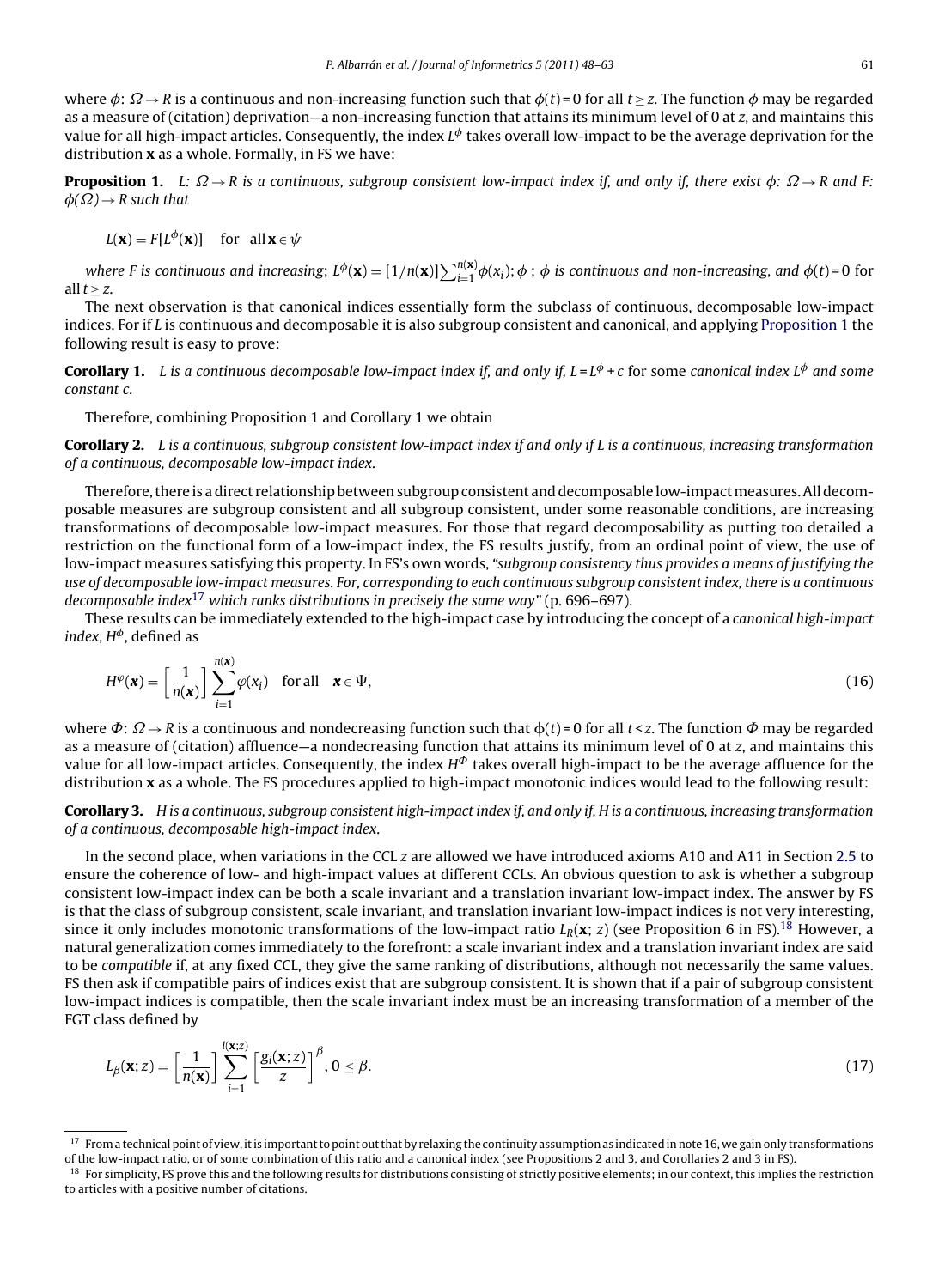where $\phi$: $\Omega \rightarrow R$ is a continuous and non-increasing function such that $\phi(t) = 0$ for all $t \geq z$. The function $\phi$ may be regarded as a measure of (citation) deprivation—a non-increasing function that attains its minimum level of 0 at $z$, and maintains this value for all high-impact articles. Consequently, the index $L^{\phi}$ takes overall low-impact to be the average deprivation for the distribution $\mathbf{x}$ as a whole. Formally, in FS we have:

**Proposition 1.** *$L$: $\Omega \rightarrow R$ is a continuous, subgroup consistent low-impact index if, and only if, there exist $\phi$: $\Omega \rightarrow R$ and $F$: $\phi(\Omega) \rightarrow R$ such that*

$$L(\mathbf{x}) = F[L^{\phi}(\mathbf{x})] \quad \text{for} \quad \text{all}\, \mathbf{x} \in \psi$$

*where $F$ is continuous and increasing; $L^{\phi}(\mathbf{x}) = [1/n(\mathbf{x})]\sum_{i=1}^{n(\mathbf{x})}\phi(x_i)$; $\phi$ ; $\phi$ is continuous and non-increasing, and $\phi(t) = 0$ for all $t \geq z$.*

The next observation is that canonical indices essentially form the subclass of continuous, decomposable low-impact indices. For if $L$ is continuous and decomposable it is also subgroup consistent and canonical, and applying Proposition 1 the following result is easy to prove:

**Corollary 1.** *$L$ is a continuous decomposable low-impact index if, and only if, $L = L^{\phi} + c$* for some *canonical index $L^{\phi}$ and some constant $c$.*

Therefore, combining Proposition 1 and Corollary 1 we obtain

**Corollary 2.** *$L$ is a continuous, subgroup consistent low-impact index if and only if $L$ is a continuous, increasing transformation of a continuous, decomposable low-impact index.*

Therefore, there is a direct relationship between subgroup consistent and decomposable low-impact measures. All decomposable measures are subgroup consistent and all subgroup consistent, under some reasonable conditions, are increasing transformations of decomposable low-impact measures. For those that regard decomposability as putting too detailed a restriction on the functional form of a low-impact index, the FS results justify, from an ordinal point of view, the use of low-impact measures satisfying this property. In FS's own words, *"subgroup consistency thus provides a means of justifying the use of decomposable low-impact measures. For, corresponding to each continuous subgroup consistent index, there is a continuous decomposable index*[17] *which ranks distributions in precisely the same way"* (p. 696–697).

These results can be immediately extended to the high-impact case by introducing the concept of a *canonical high-impact index*, $H^{\phi}$, defined as

$$H^{\varphi}(\boldsymbol{x}) = \left[\frac{1}{n(\boldsymbol{x})}\right]\sum_{i=1}^{n(\boldsymbol{x})}\varphi(x_i) \quad \text{for all} \quad \boldsymbol{x} \in \Psi, \tag{16}$$

where $\Phi$: $\Omega \rightarrow R$ is a continuous and nondecreasing function such that $\phi(t) = 0$ for all $t < z$. The function $\Phi$ may be regarded as a measure of (citation) affluence—a nondecreasing function that attains its minimum level of 0 at $z$, and maintains this value for all low-impact articles. Consequently, the index $H^{\Phi}$ takes overall high-impact to be the average affluence for the distribution $\mathbf{x}$ as a whole. The FS procedures applied to high-impact monotonic indices would lead to the following result:

**Corollary 3.** *$H$ is a continuous, subgroup consistent high-impact index if, and only if, $H$ is a continuous, increasing transformation of a continuous, decomposable high-impact index.*

In the second place, when variations in the CCL $z$ are allowed we have introduced axioms A10 and A11 in Section 2.5 to ensure the coherence of low- and high-impact values at different CCLs. An obvious question to ask is whether a subgroup consistent low-impact index can be both a scale invariant and a translation invariant low-impact index. The answer by FS is that the class of subgroup consistent, scale invariant, and translation invariant low-impact indices is not very interesting, since it only includes monotonic transformations of the low-impact ratio $L_R(\mathbf{x};\, z)$ (see Proposition 6 in FS).[18] However, a natural generalization comes immediately to the forefront: a scale invariant index and a translation invariant index are said to be *compatible* if, at any fixed CCL, they give the same ranking of distributions, although not necessarily the same values. FS then ask if compatible pairs of indices exist that are subgroup consistent. It is shown that if a pair of subgroup consistent low-impact indices is compatible, then the scale invariant index must be an increasing transformation of a member of the FGT class defined by

$$L_{\beta}(\mathbf{x}; z) = \left[\frac{1}{n(\mathbf{x})}\right]\sum_{i=1}^{l(\mathbf{x};z)}\left[\frac{g_i(\mathbf{x}; z)}{z}\right]^{\beta}, 0 \leq \beta. \tag{17}$$

---

[17] From a technical point of view, it is important to point out that by relaxing the continuity assumption as indicated in note 16, we gain only transformations of the low-impact ratio, or of some combination of this ratio and a canonical index (see Propositions 2 and 3, and Corollaries 2 and 3 in FS).

[18] For simplicity, FS prove this and the following results for distributions consisting of strictly positive elements; in our context, this implies the restriction to articles with a positive number of citations.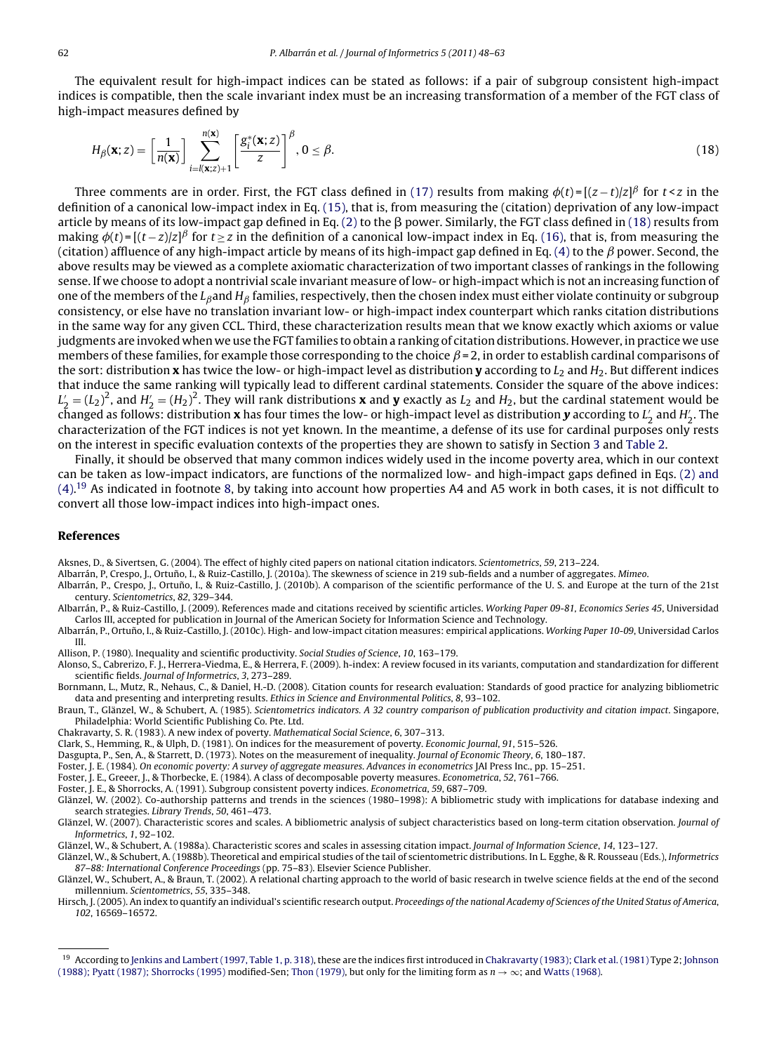The equivalent result for high-impact indices can be stated as follows: if a pair of subgroup consistent high-impact indices is compatible, then the scale invariant index must be an increasing transformation of a member of the FGT class of high-impact measures defined by

$$H_{\beta}(\mathbf{x};z) = \left[\frac{1}{n(\mathbf{x})}\right] \sum_{i=l(\mathbf{x};z)+1}^{n(\mathbf{x})} \left[\frac{g_i^*(\mathbf{x};z)}{z}\right]^{\beta}, 0 \leq \beta. \tag{18}$$

Three comments are in order. First, the FGT class defined in (17) results from making $\phi(t) = [(z-t)/z]^{\beta}$ for $t < z$ in the definition of a canonical low-impact index in Eq. (15), that is, from measuring the (citation) deprivation of any low-impact article by means of its low-impact gap defined in Eq. (2) to the β power. Similarly, the FGT class defined in (18) results from making $\phi(t) = [(t-z)/z]^{\beta}$ for $t \geq z$ in the definition of a canonical low-impact index in Eq. (16), that is, from measuring the (citation) affluence of any high-impact article by means of its high-impact gap defined in Eq. (4) to the $\beta$ power. Second, the above results may be viewed as a complete axiomatic characterization of two important classes of rankings in the following sense. If we choose to adopt a nontrivial scale invariant measure of low- or high-impact which is not an increasing function of one of the members of the $L_{\beta}$ and $H_{\beta}$ families, respectively, then the chosen index must either violate continuity or subgroup consistency, or else have no translation invariant low- or high-impact index counterpart which ranks citation distributions in the same way for any given CCL. Third, these characterization results mean that we know exactly which axioms or value judgments are invoked when we use the FGT families to obtain a ranking of citation distributions. However, in practice we use members of these families, for example those corresponding to the choice $\beta = 2$, in order to establish cardinal comparisons of the sort: distribution **x** has twice the low- or high-impact level as distribution **y** according to $L_2$ and $H_2$. But different indices that induce the same ranking will typically lead to different cardinal statements. Consider the square of the above indices: $L_2' = (L_2)^2$, and $H_2' = (H_2)^2$. They will rank distributions **x** and **y** exactly as $L_2$ and $H_2$, but the cardinal statement would be changed as follows: distribution **x** has four times the low- or high-impact level as distribution ***y*** according to $L_2'$ and $H_2'$. The characterization of the FGT indices is not yet known. In the meantime, a defense of its use for cardinal purposes only rests on the interest in specific evaluation contexts of the properties they are shown to satisfy in Section 3 and Table 2.

Finally, it should be observed that many common indices widely used in the income poverty area, which in our context can be taken as low-impact indicators, are functions of the normalized low- and high-impact gaps defined in Eqs. (2) and (4).[19] As indicated in footnote 8, by taking into account how properties A4 and A5 work in both cases, it is not difficult to convert all those low-impact indices into high-impact ones.

## References

Aksnes, D., & Sivertsen, G. (2004). The effect of highly cited papers on national citation indicators. *Scientometrics*, *59*, 213–224.

Albarrán, P, Crespo, J., Ortuño, I., & Ruiz-Castillo, J. (2010a). The skewness of science in 219 sub-fields and a number of aggregates. *Mimeo.*

Albarrán, P., Crespo, J., Ortuño, I., & Ruiz-Castillo, J. (2010b). A comparison of the scientific performance of the U. S. and Europe at the turn of the 21st century. *Scientometrics*, *82*, 329–344.

Albarrán, P., & Ruiz-Castillo, J. (2009). References made and citations received by scientific articles. *Working Paper 09-81, Economics Series 45*, Universidad Carlos III, accepted for publication in Journal of the American Society for Information Science and Technology.

Albarrán, P., Ortuño, I., & Ruiz-Castillo, J. (2010c). High- and low-impact citation measures: empirical applications. *Working Paper 10-09*, Universidad Carlos III.

Allison, P. (1980). Inequality and scientific productivity. *Social Studies of Science*, *10*, 163–179.

Alonso, S., Cabrerizo, F. J., Herrera-Viedma, E., & Herrera, F. (2009). h-index: A review focused in its variants, computation and standardization for different scientific fields. *Journal of Informetrics*, *3*, 273–289.

Bornmann, L., Mutz, R., Nehaus, C., & Daniel, H.-D. (2008). Citation counts for research evaluation: Standards of good practice for analyzing bibliometric data and presenting and interpreting results. *Ethics in Science and Environmental Politics*, *8*, 93–102.

Braun, T., Glänzel, W., & Schubert, A. (1985). *Scientometrics indicators. A 32 country comparison of publication productivity and citation impact*. Singapore, Philadelphia: World Scientific Publishing Co. Pte. Ltd.

Chakravarty, S. R. (1983). A new index of poverty. *Mathematical Social Science*, *6*, 307–313.

Clark, S., Hemming, R., & Ulph, D. (1981). On indices for the measurement of poverty. *Economic Journal*, *91*, 515–526.

Dasgupta, P., Sen, A., & Starrett, D. (1973). Notes on the measurement of inequality. *Journal of Economic Theory*, *6*, 180–187.

Foster, J. E. (1984). *On economic poverty: A survey of aggregate measures. Advances in econometrics* JAI Press Inc., pp. 15–251.

Foster, J. E., Greeer, J., & Thorbecke, E. (1984). A class of decomposable poverty measures. *Econometrica*, *52*, 761–766.

Foster, J. E., & Shorrocks, A. (1991). Subgroup consistent poverty indices. *Econometrica*, *59*, 687–709.

Glänzel, W. (2002). Co-authorship patterns and trends in the sciences (1980–1998): A bibliometric study with implications for database indexing and search strategies. *Library Trends*, *50*, 461–473.

Glänzel, W. (2007). Characteristic scores and scales. A bibliometric analysis of subject characteristics based on long-term citation observation. *Journal of Informetrics*, *1*, 92–102.

Glänzel, W., & Schubert, A. (1988a). Characteristic scores and scales in assessing citation impact. *Journal of Information Science*, *14*, 123–127.

Glänzel, W., & Schubert, A. (1988b). Theoretical and empirical studies of the tail of scientometric distributions. In L. Egghe, & R. Rousseau (Eds.), *Informetrics 87–88: International Conference Proceedings* (pp. 75–83). Elsevier Science Publisher.

Glänzel, W., Schubert, A., & Braun, T. (2002). A relational charting approach to the world of basic research in twelve science fields at the end of the second millennium. *Scientometrics*, *55*, 335–348.

Hirsch, J. (2005). An index to quantify an individual's scientific research output. *Proceedings of the national Academy of Sciences of the United Status of America*, *102*, 16569–16572.

[19] According to Jenkins and Lambert (1997, Table 1, p. 318), these are the indices first introduced in Chakravarty (1983); Clark et al. (1981) Type 2; Johnson (1988); Pyatt (1987); Shorrocks (1995) modified-Sen; Thon (1979), but only for the limiting form as $n \to \infty$; and Watts (1968).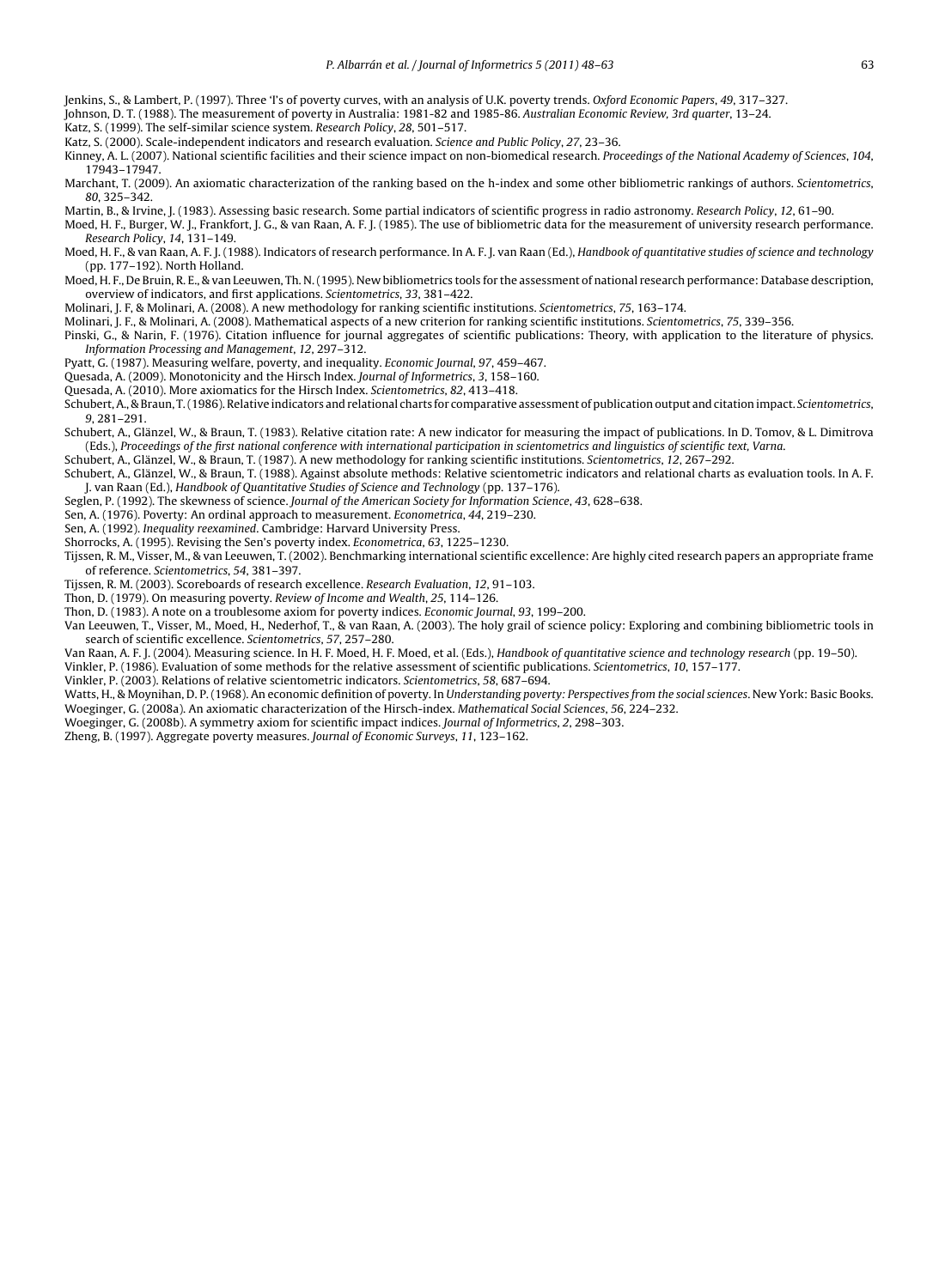Jenkins, S., & Lambert, P. (1997). Three 'I's of poverty curves, with an analysis of U.K. poverty trends. *Oxford Economic Papers*, *49*, 317–327.

Johnson, D. T. (1988). The measurement of poverty in Australia: 1981-82 and 1985-86. *Australian Economic Review, 3rd quarter*, 13–24.

Katz, S. (1999). The self-similar science system. *Research Policy*, *28*, 501–517.

Katz, S. (2000). Scale-independent indicators and research evaluation. *Science and Public Policy*, *27*, 23–36.

Kinney, A. L. (2007). National scientific facilities and their science impact on non-biomedical research. *Proceedings of the National Academy of Sciences*, *104*, 17943–17947.

Marchant, T. (2009). An axiomatic characterization of the ranking based on the h-index and some other bibliometric rankings of authors. *Scientometrics*, *80*, 325–342.

Martin, B., & Irvine, J. (1983). Assessing basic research. Some partial indicators of scientific progress in radio astronomy. *Research Policy*, *12*, 61–90.

Moed, H. F., Burger, W. J., Frankfort, J. G., & van Raan, A. F. J. (1985). The use of bibliometric data for the measurement of university research performance. *Research Policy*, *14*, 131–149.

Moed, H. F., & van Raan, A. F. J. (1988). Indicators of research performance. In A. F. J. van Raan (Ed.), *Handbook of quantitative studies of science and technology* (pp. 177–192). North Holland.

Moed, H. F., De Bruin, R. E., & van Leeuwen, Th. N. (1995). New bibliometrics tools for the assessment of national research performance: Database description, overview of indicators, and first applications. *Scientometrics*, *33*, 381–422.

Molinari, J. F, & Molinari, A. (2008). A new methodology for ranking scientific institutions. *Scientometrics*, *75*, 163–174.

Molinari, J. F., & Molinari, A. (2008). Mathematical aspects of a new criterion for ranking scientific institutions. *Scientometrics*, *75*, 339–356.

Pinski, G., & Narin, F. (1976). Citation influence for journal aggregates of scientific publications: Theory, with application to the literature of physics. *Information Processing and Management*, *12*, 297–312.

Pyatt, G. (1987). Measuring welfare, poverty, and inequality. *Economic Journal*, *97*, 459–467.

Quesada, A. (2009). Monotonicity and the Hirsch Index. *Journal of Informetrics*, *3*, 158–160.

Quesada, A. (2010). More axiomatics for the Hirsch Index. *Scientometrics*, *82*, 413–418.

Schubert, A., & Braun, T. (1986). Relative indicators and relational charts for comparative assessment of publication output and citation impact. *Scientometrics*, *9*, 281–291.

Schubert, A., Glänzel, W., & Braun, T. (1983). Relative citation rate: A new indicator for measuring the impact of publications. In D. Tomov, & L. Dimitrova (Eds.), *Proceedings of the first national conference with international participation in scientometrics and linguistics of scientific text, Varna*.

Schubert, A., Glänzel, W., & Braun, T. (1987). A new methodology for ranking scientific institutions. *Scientometrics*, *12*, 267–292.

Schubert, A., Glänzel, W., & Braun, T. (1988). Against absolute methods: Relative scientometric indicators and relational charts as evaluation tools. In A. F. J. van Raan (Ed.), *Handbook of Quantitative Studies of Science and Technology* (pp. 137–176).

Seglen, P. (1992). The skewness of science. *Journal of the American Society for Information Science*, *43*, 628–638.

Sen, A. (1976). Poverty: An ordinal approach to measurement. *Econometrica*, *44*, 219–230.

Sen, A. (1992). *Inequality reexamined*. Cambridge: Harvard University Press.

Shorrocks, A. (1995). Revising the Sen's poverty index. *Econometrica*, *63*, 1225–1230.

Tijssen, R. M., Visser, M., & van Leeuwen, T. (2002). Benchmarking international scientific excellence: Are highly cited research papers an appropriate frame of reference. *Scientometrics*, *54*, 381–397.

Tijssen, R. M. (2003). Scoreboards of research excellence. *Research Evaluation*, *12*, 91–103.

Thon, D. (1979). On measuring poverty. *Review of Income and Wealth*, *25*, 114–126.

Thon, D. (1983). A note on a troublesome axiom for poverty indices. *Economic Journal*, *93*, 199–200.

Van Leeuwen, T., Visser, M., Moed, H., Nederhof, T., & van Raan, A. (2003). The holy grail of science policy: Exploring and combining bibliometric tools in search of scientific excellence. *Scientometrics*, *57*, 257–280.

Van Raan, A. F. J. (2004). Measuring science. In H. F. Moed, H. F. Moed, et al. (Eds.), *Handbook of quantitative science and technology research* (pp. 19–50).

Vinkler, P. (1986). Evaluation of some methods for the relative assessment of scientific publications. *Scientometrics*, *10*, 157–177.

Vinkler, P. (2003). Relations of relative scientometric indicators. *Scientometrics*, *58*, 687–694.

Watts, H., & Moynihan, D. P. (1968). An economic definition of poverty. In *Understanding poverty: Perspectives from the social sciences*. New York: Basic Books.

Woeginger, G. (2008a). An axiomatic characterization of the Hirsch-index. *Mathematical Social Sciences*, *56*, 224–232.

Woeginger, G. (2008b). A symmetry axiom for scientific impact indices. *Journal of Informetrics*, *2*, 298–303.

Zheng, B. (1997). Aggregate poverty measures. *Journal of Economic Surveys*, *11*, 123–162.